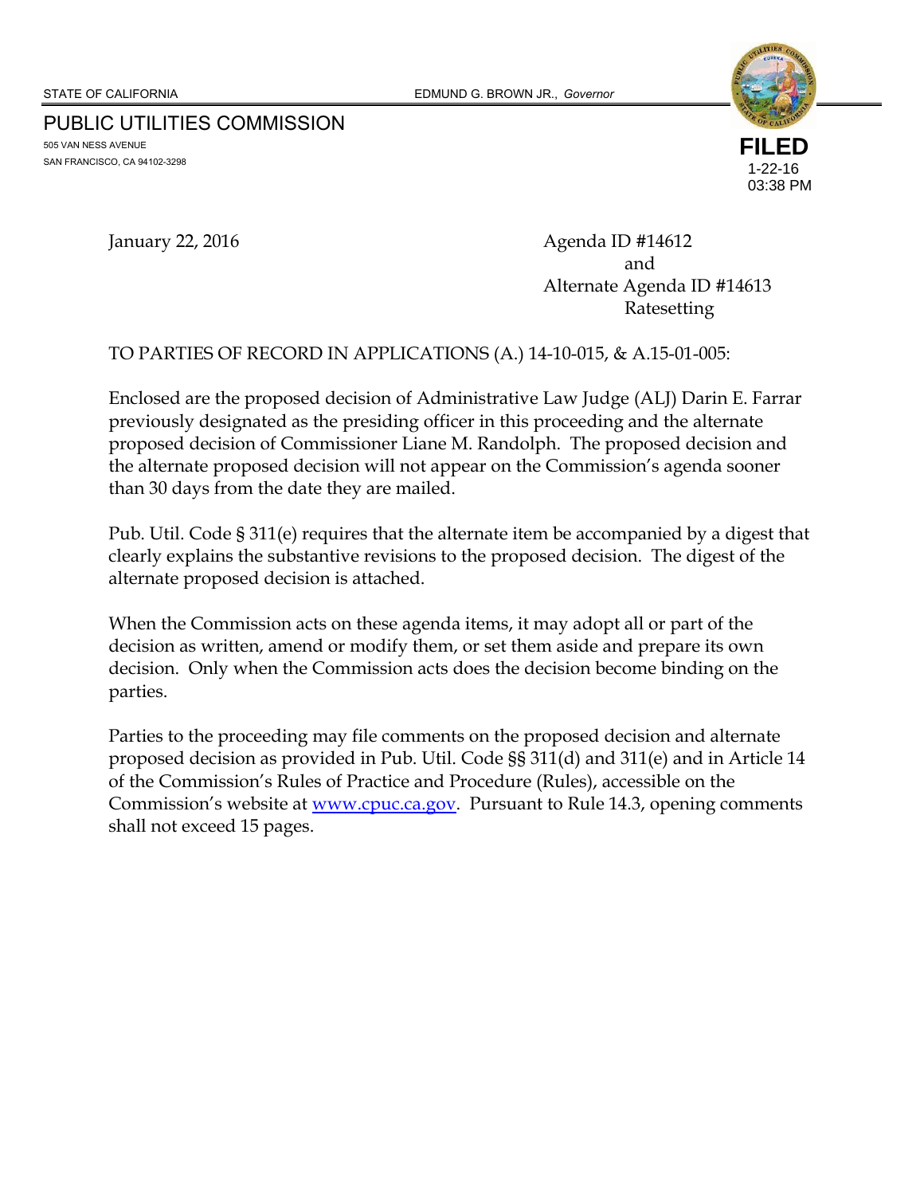STATE OF CALIFORNIA EDMUND G. BROWN JR., *Governor*

# PUBLIC UTILITIES COMMISSION

505 VAN NESS AVENUE
SAN FRANCISCO, CA 94102-3298

**FILED**
1-22-16
03:38 PM

January 22, 2016

Agenda ID #14612
and
Alternate Agenda ID #14613
Ratesetting

TO PARTIES OF RECORD IN APPLICATIONS (A.) 14-10-015, & A.15-01-005:

Enclosed are the proposed decision of Administrative Law Judge (ALJ) Darin E. Farrar previously designated as the presiding officer in this proceeding and the alternate proposed decision of Commissioner Liane M. Randolph. The proposed decision and the alternate proposed decision will not appear on the Commission's agenda sooner than 30 days from the date they are mailed.

Pub. Util. Code § 311(e) requires that the alternate item be accompanied by a digest that clearly explains the substantive revisions to the proposed decision. The digest of the alternate proposed decision is attached.

When the Commission acts on these agenda items, it may adopt all or part of the decision as written, amend or modify them, or set them aside and prepare its own decision. Only when the Commission acts does the decision become binding on the parties.

Parties to the proceeding may file comments on the proposed decision and alternate proposed decision as provided in Pub. Util. Code §§ 311(d) and 311(e) and in Article 14 of the Commission's Rules of Practice and Procedure (Rules), accessible on the Commission's website at www.cpuc.ca.gov. Pursuant to Rule 14.3, opening comments shall not exceed 15 pages.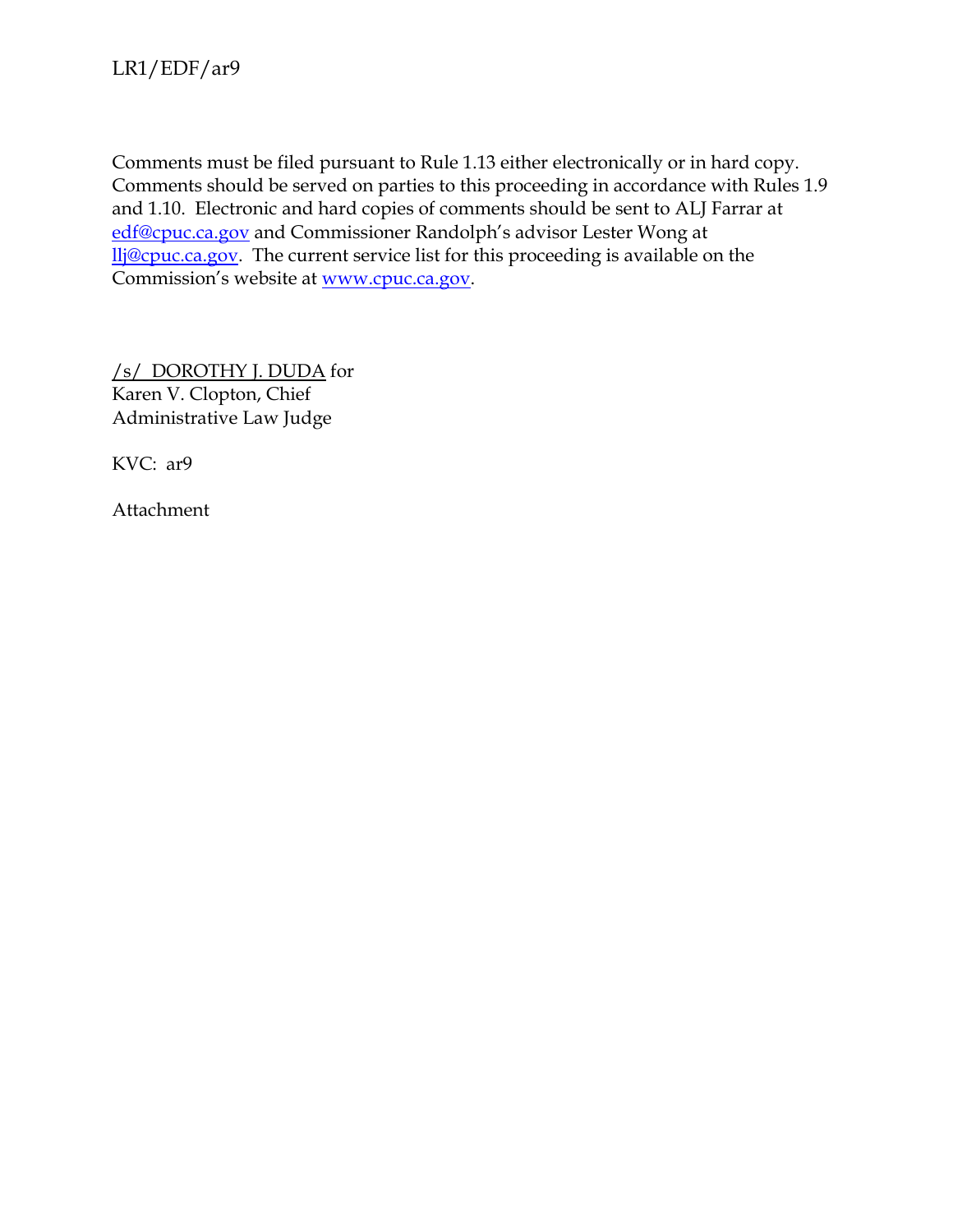Comments must be filed pursuant to Rule 1.13 either electronically or in hard copy. Comments should be served on parties to this proceeding in accordance with Rules 1.9 and 1.10. Electronic and hard copies of comments should be sent to ALJ Farrar at edf@cpuc.ca.gov and Commissioner Randolph's advisor Lester Wong at llj@cpuc.ca.gov. The current service list for this proceeding is available on the Commission's website at www.cpuc.ca.gov.

/s/ DOROTHY J. DUDA for
Karen V. Clopton, Chief
Administrative Law Judge

KVC: ar9

Attachment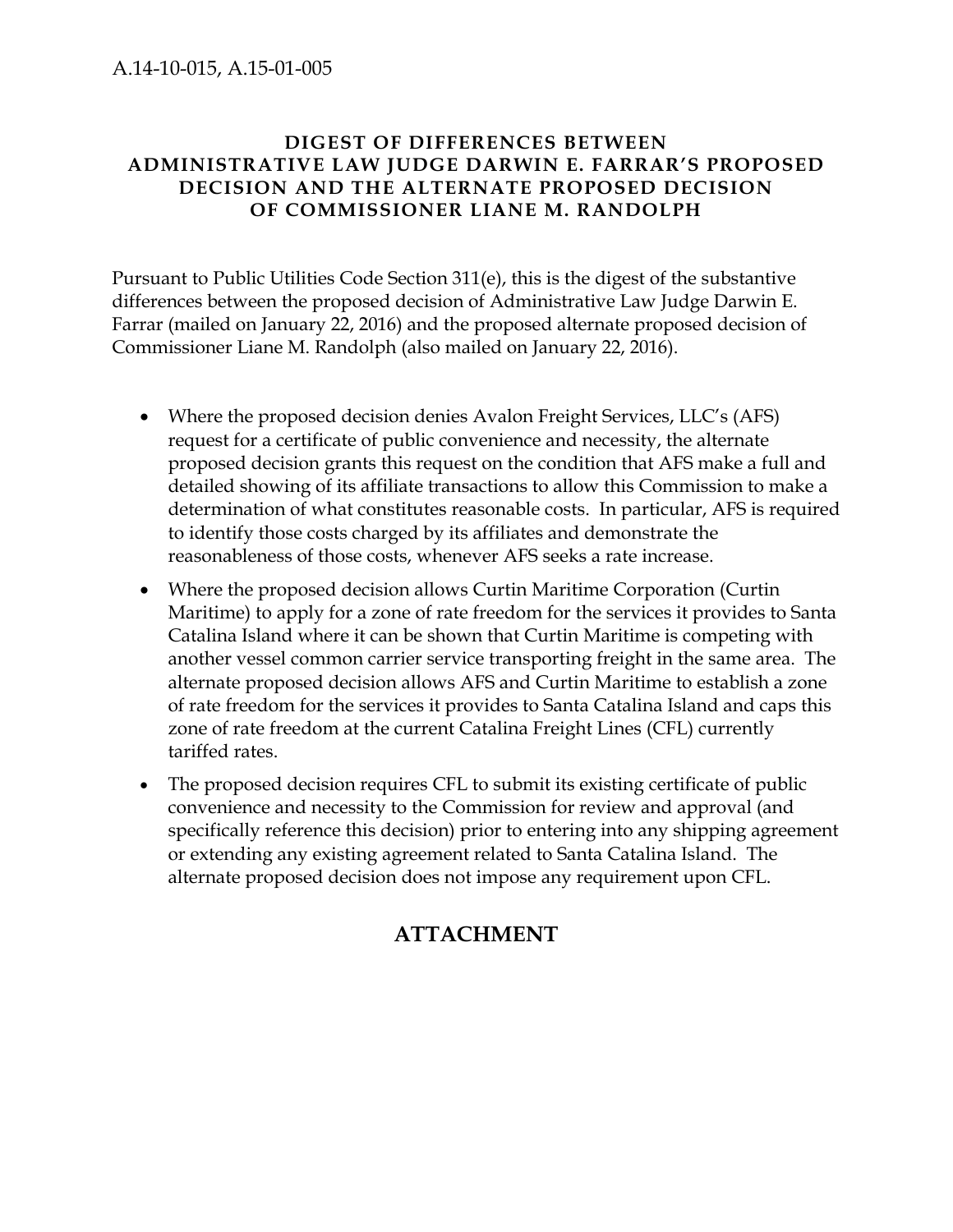A.14-10-015, A.15-01-005

## DIGEST OF DIFFERENCES BETWEEN ADMINISTRATIVE LAW JUDGE DARWIN E. FARRAR'S PROPOSED DECISION AND THE ALTERNATE PROPOSED DECISION OF COMMISSIONER LIANE M. RANDOLPH

Pursuant to Public Utilities Code Section 311(e), this is the digest of the substantive differences between the proposed decision of Administrative Law Judge Darwin E. Farrar (mailed on January 22, 2016) and the proposed alternate proposed decision of Commissioner Liane M. Randolph (also mailed on January 22, 2016).

- Where the proposed decision denies Avalon Freight Services, LLC's (AFS) request for a certificate of public convenience and necessity, the alternate proposed decision grants this request on the condition that AFS make a full and detailed showing of its affiliate transactions to allow this Commission to make a determination of what constitutes reasonable costs. In particular, AFS is required to identify those costs charged by its affiliates and demonstrate the reasonableness of those costs, whenever AFS seeks a rate increase.
- Where the proposed decision allows Curtin Maritime Corporation (Curtin Maritime) to apply for a zone of rate freedom for the services it provides to Santa Catalina Island where it can be shown that Curtin Maritime is competing with another vessel common carrier service transporting freight in the same area. The alternate proposed decision allows AFS and Curtin Maritime to establish a zone of rate freedom for the services it provides to Santa Catalina Island and caps this zone of rate freedom at the current Catalina Freight Lines (CFL) currently tariffed rates.
- The proposed decision requires CFL to submit its existing certificate of public convenience and necessity to the Commission for review and approval (and specifically reference this decision) prior to entering into any shipping agreement or extending any existing agreement related to Santa Catalina Island. The alternate proposed decision does not impose any requirement upon CFL.

## ATTACHMENT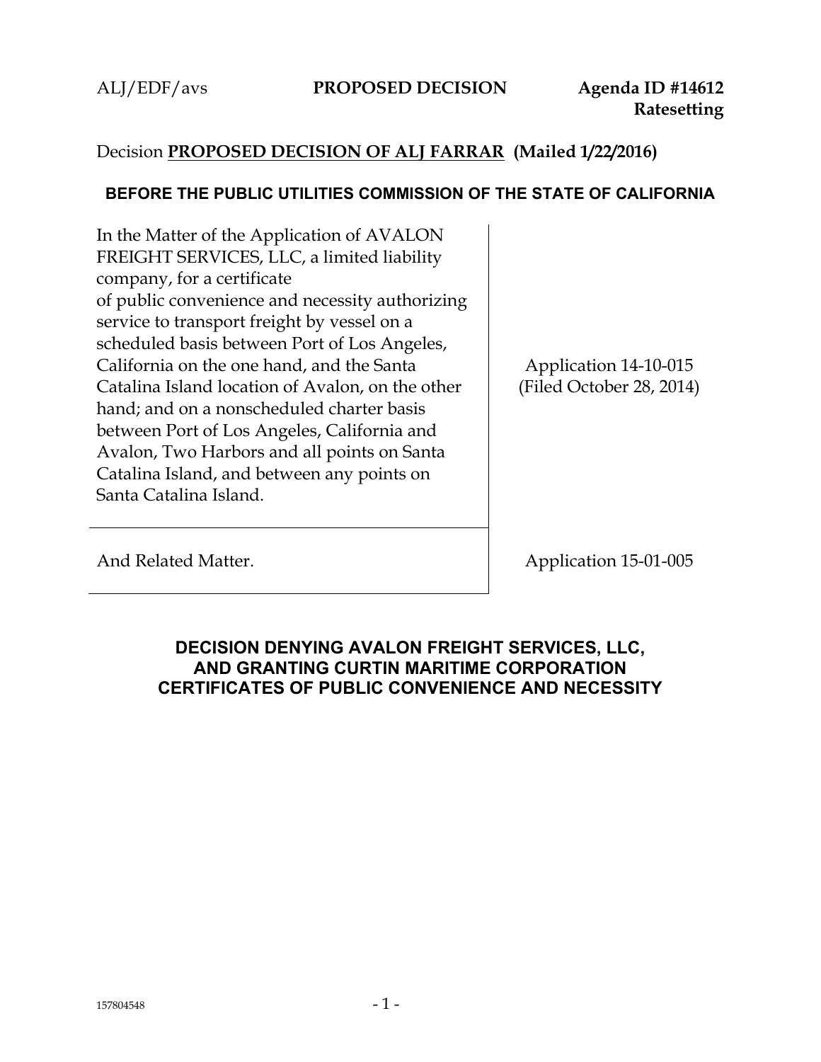ALJ/EDF/avs **PROPOSED DECISION** **Agenda ID #14612**
**Ratesetting**

Decision **PROPOSED DECISION OF ALJ FARRAR (Mailed 1/22/2016)**

**BEFORE THE PUBLIC UTILITIES COMMISSION OF THE STATE OF CALIFORNIA**

| | |
|---|---|
| In the Matter of the Application of AVALON FREIGHT SERVICES, LLC, a limited liability company, for a certificate of public convenience and necessity authorizing service to transport freight by vessel on a scheduled basis between Port of Los Angeles, California on the one hand, and the Santa Catalina Island location of Avalon, on the other hand; and on a nonscheduled charter basis between Port of Los Angeles, California and Avalon, Two Harbors and all points on Santa Catalina Island, and between any points on Santa Catalina Island. | Application 14-10-015 (Filed October 28, 2014) |
| And Related Matter. | Application 15-01-005 |

**DECISION DENYING AVALON FREIGHT SERVICES, LLC, AND GRANTING CURTIN MARITIME CORPORATION CERTIFICATES OF PUBLIC CONVENIENCE AND NECESSITY**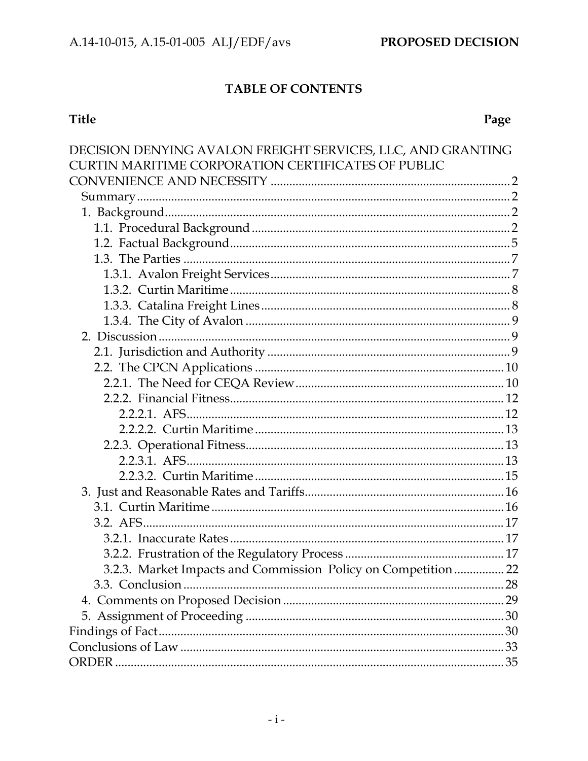## TABLE OF CONTENTS

| Title | Page |
|---|---|
| DECISION DENYING AVALON FREIGHT SERVICES, LLC, AND GRANTING CURTIN MARITIME CORPORATION CERTIFICATES OF PUBLIC CONVENIENCE AND NECESSITY | 2 |
| Summary | 2 |
| 1. Background | 2 |
| 1.1. Procedural Background | 2 |
| 1.2. Factual Background | 5 |
| 1.3. The Parties | 7 |
| 1.3.1. Avalon Freight Services | 7 |
| 1.3.2. Curtin Maritime | 8 |
| 1.3.3. Catalina Freight Lines | 8 |
| 1.3.4. The City of Avalon | 9 |
| 2. Discussion | 9 |
| 2.1. Jurisdiction and Authority | 9 |
| 2.2. The CPCN Applications | 10 |
| 2.2.1. The Need for CEQA Review | 10 |
| 2.2.2. Financial Fitness | 12 |
| 2.2.2.1. AFS | 12 |
| 2.2.2.2. Curtin Maritime | 13 |
| 2.2.3. Operational Fitness | 13 |
| 2.2.3.1. AFS | 13 |
| 2.2.3.2. Curtin Maritime | 15 |
| 3. Just and Reasonable Rates and Tariffs | 16 |
| 3.1. Curtin Maritime | 16 |
| 3.2. AFS | 17 |
| 3.2.1. Inaccurate Rates | 17 |
| 3.2.2. Frustration of the Regulatory Process | 17 |
| 3.2.3. Market Impacts and Commission Policy on Competition | 22 |
| 3.3. Conclusion | 28 |
| 4. Comments on Proposed Decision | 29 |
| 5. Assignment of Proceeding | 30 |
| Findings of Fact | 30 |
| Conclusions of Law | 33 |
| ORDER | 35 |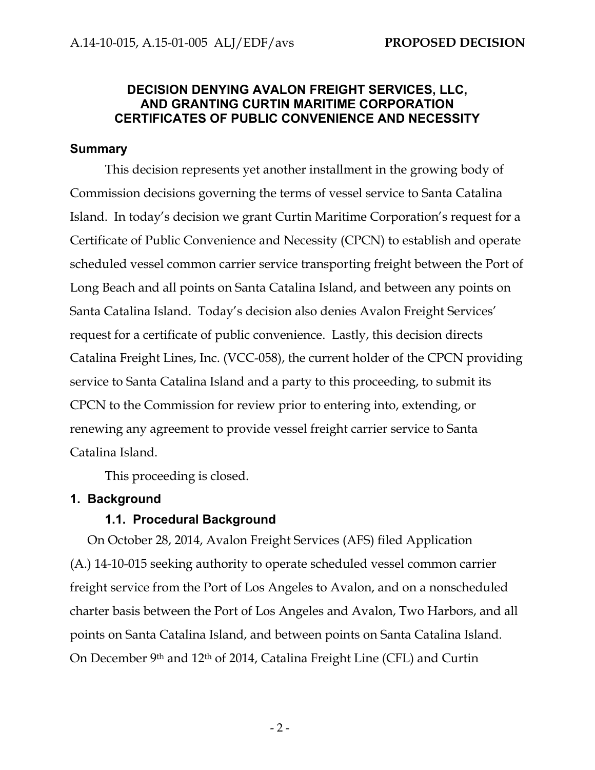## DECISION DENYING AVALON FREIGHT SERVICES, LLC, AND GRANTING CURTIN MARITIME CORPORATION CERTIFICATES OF PUBLIC CONVENIENCE AND NECESSITY

### Summary

This decision represents yet another installment in the growing body of Commission decisions governing the terms of vessel service to Santa Catalina Island. In today's decision we grant Curtin Maritime Corporation's request for a Certificate of Public Convenience and Necessity (CPCN) to establish and operate scheduled vessel common carrier service transporting freight between the Port of Long Beach and all points on Santa Catalina Island, and between any points on Santa Catalina Island. Today's decision also denies Avalon Freight Services' request for a certificate of public convenience. Lastly, this decision directs Catalina Freight Lines, Inc. (VCC-058), the current holder of the CPCN providing service to Santa Catalina Island and a party to this proceeding, to submit its CPCN to the Commission for review prior to entering into, extending, or renewing any agreement to provide vessel freight carrier service to Santa Catalina Island.

This proceeding is closed.

### 1. Background

#### 1.1. Procedural Background

On October 28, 2014, Avalon Freight Services (AFS) filed Application (A.) 14-10-015 seeking authority to operate scheduled vessel common carrier freight service from the Port of Los Angeles to Avalon, and on a nonscheduled charter basis between the Port of Los Angeles and Avalon, Two Harbors, and all points on Santa Catalina Island, and between points on Santa Catalina Island. On December 9th and 12th of 2014, Catalina Freight Line (CFL) and Curtin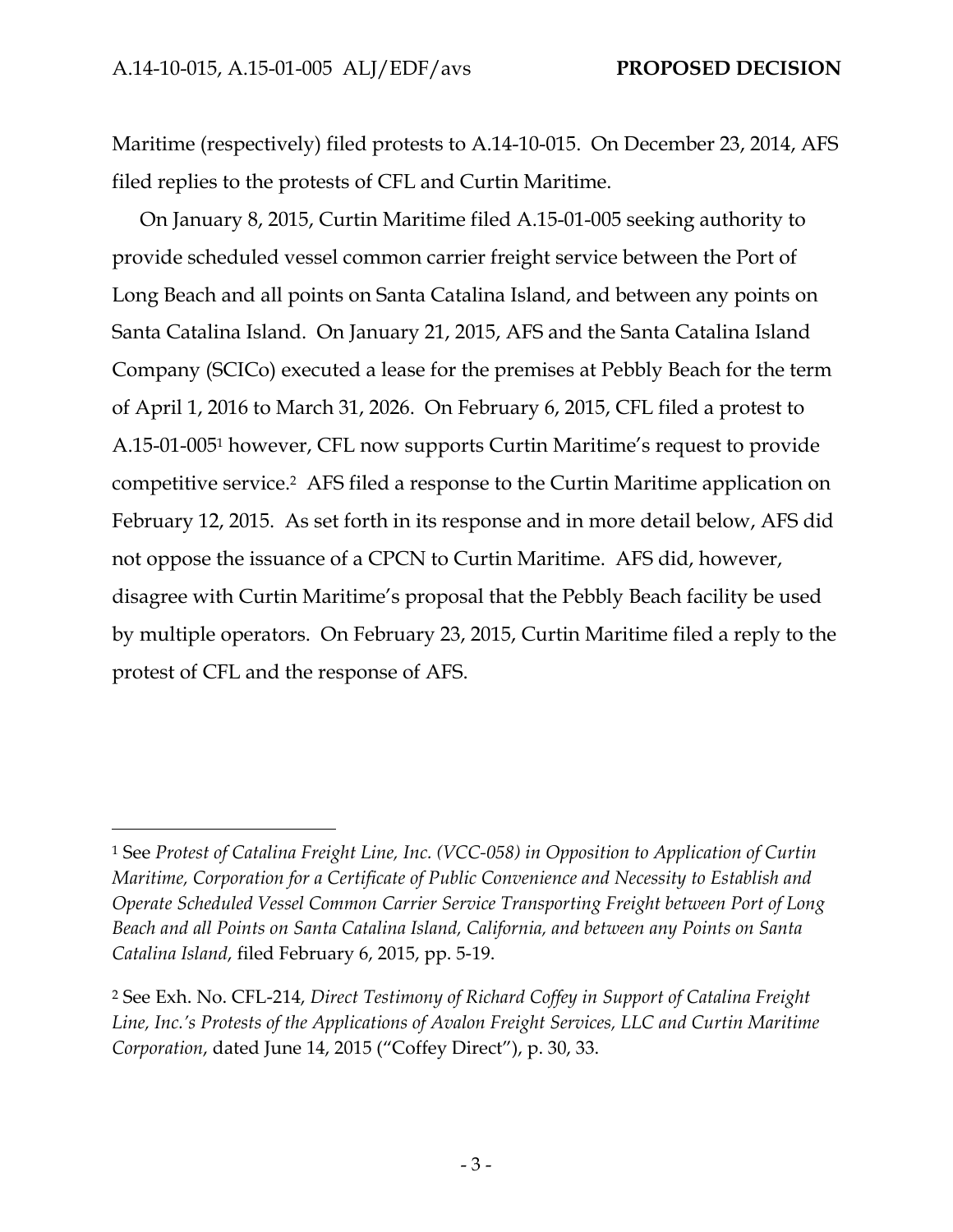Maritime (respectively) filed protests to A.14-10-015. On December 23, 2014, AFS filed replies to the protests of CFL and Curtin Maritime.

On January 8, 2015, Curtin Maritime filed A.15-01-005 seeking authority to provide scheduled vessel common carrier freight service between the Port of Long Beach and all points on Santa Catalina Island, and between any points on Santa Catalina Island. On January 21, 2015, AFS and the Santa Catalina Island Company (SCICo) executed a lease for the premises at Pebbly Beach for the term of April 1, 2016 to March 31, 2026. On February 6, 2015, CFL filed a protest to A.15-01-005[1] however, CFL now supports Curtin Maritime's request to provide competitive service.[2] AFS filed a response to the Curtin Maritime application on February 12, 2015. As set forth in its response and in more detail below, AFS did not oppose the issuance of a CPCN to Curtin Maritime. AFS did, however, disagree with Curtin Maritime's proposal that the Pebbly Beach facility be used by multiple operators. On February 23, 2015, Curtin Maritime filed a reply to the protest of CFL and the response of AFS.

---

[1] See *Protest of Catalina Freight Line, Inc. (VCC-058) in Opposition to Application of Curtin Maritime, Corporation for a Certificate of Public Convenience and Necessity to Establish and Operate Scheduled Vessel Common Carrier Service Transporting Freight between Port of Long Beach and all Points on Santa Catalina Island, California, and between any Points on Santa Catalina Island*, filed February 6, 2015, pp. 5-19.

[2] See Exh. No. CFL-214, *Direct Testimony of Richard Coffey in Support of Catalina Freight Line, Inc.'s Protests of the Applications of Avalon Freight Services, LLC and Curtin Maritime Corporation*, dated June 14, 2015 ("Coffey Direct"), p. 30, 33.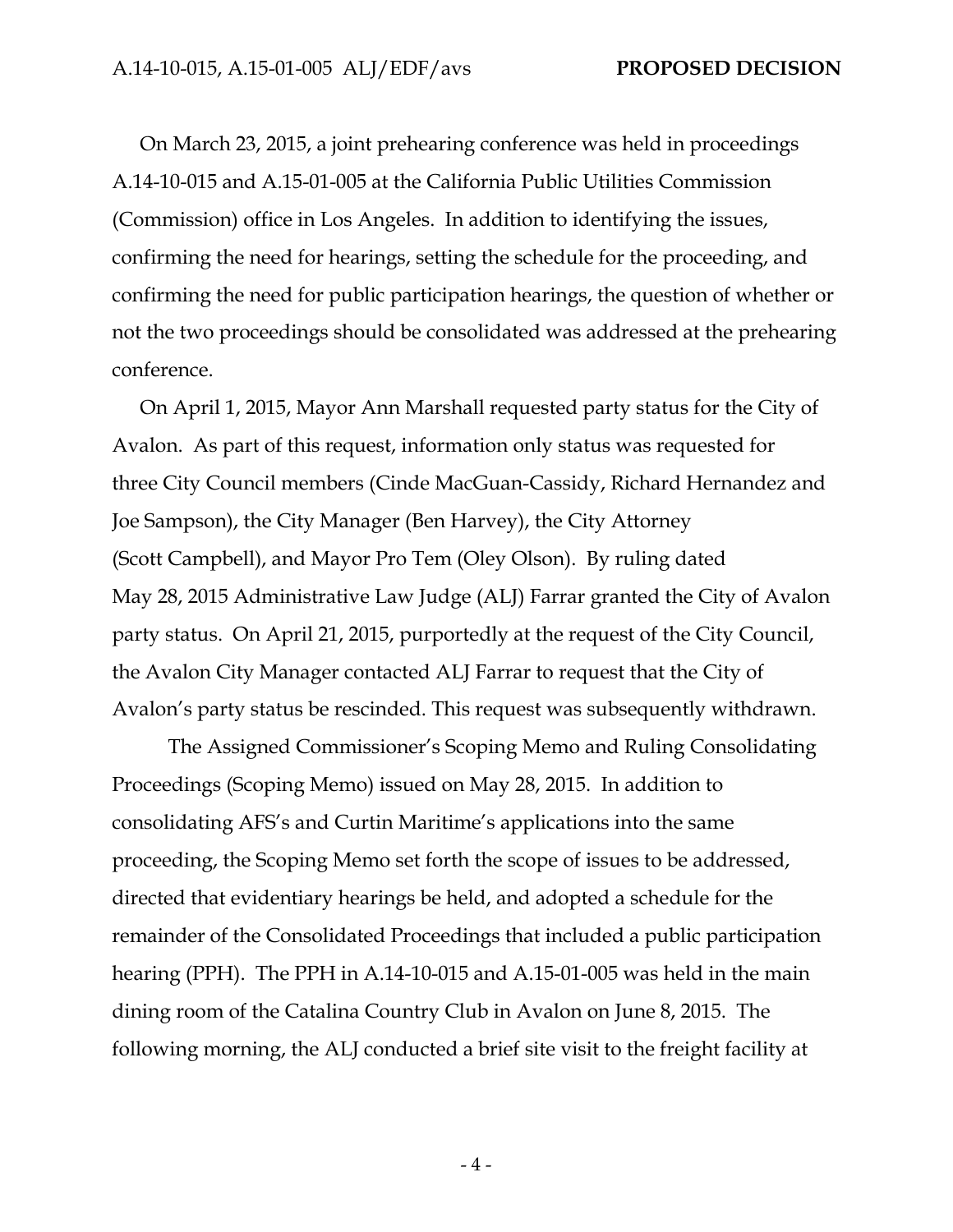On March 23, 2015, a joint prehearing conference was held in proceedings A.14-10-015 and A.15-01-005 at the California Public Utilities Commission (Commission) office in Los Angeles. In addition to identifying the issues, confirming the need for hearings, setting the schedule for the proceeding, and confirming the need for public participation hearings, the question of whether or not the two proceedings should be consolidated was addressed at the prehearing conference.

On April 1, 2015, Mayor Ann Marshall requested party status for the City of Avalon. As part of this request, information only status was requested for three City Council members (Cinde MacGuan-Cassidy, Richard Hernandez and Joe Sampson), the City Manager (Ben Harvey), the City Attorney (Scott Campbell), and Mayor Pro Tem (Oley Olson). By ruling dated May 28, 2015 Administrative Law Judge (ALJ) Farrar granted the City of Avalon party status. On April 21, 2015, purportedly at the request of the City Council, the Avalon City Manager contacted ALJ Farrar to request that the City of Avalon's party status be rescinded. This request was subsequently withdrawn.

The Assigned Commissioner's Scoping Memo and Ruling Consolidating Proceedings (Scoping Memo) issued on May 28, 2015. In addition to consolidating AFS's and Curtin Maritime's applications into the same proceeding, the Scoping Memo set forth the scope of issues to be addressed, directed that evidentiary hearings be held, and adopted a schedule for the remainder of the Consolidated Proceedings that included a public participation hearing (PPH). The PPH in A.14-10-015 and A.15-01-005 was held in the main dining room of the Catalina Country Club in Avalon on June 8, 2015. The following morning, the ALJ conducted a brief site visit to the freight facility at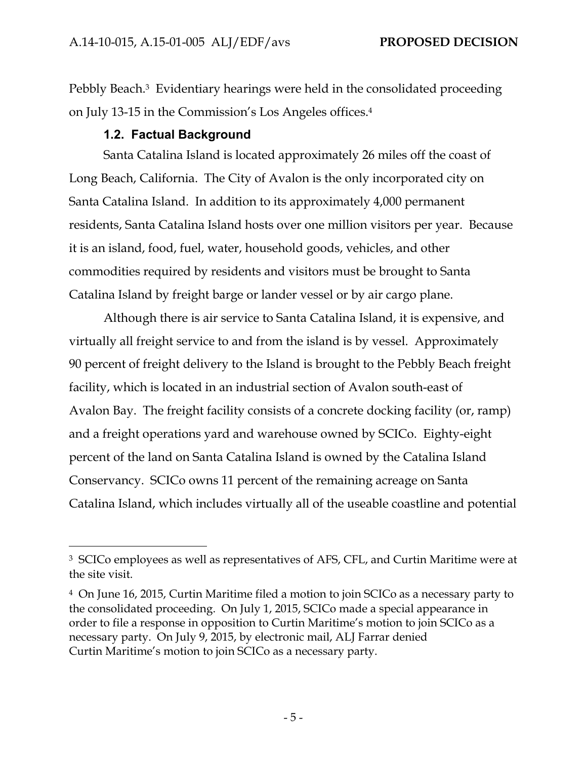Pebbly Beach.[3] Evidentiary hearings were held in the consolidated proceeding on July 13-15 in the Commission's Los Angeles offices.[4]

### 1.2. Factual Background

Santa Catalina Island is located approximately 26 miles off the coast of Long Beach, California. The City of Avalon is the only incorporated city on Santa Catalina Island. In addition to its approximately 4,000 permanent residents, Santa Catalina Island hosts over one million visitors per year. Because it is an island, food, fuel, water, household goods, vehicles, and other commodities required by residents and visitors must be brought to Santa Catalina Island by freight barge or lander vessel or by air cargo plane.

Although there is air service to Santa Catalina Island, it is expensive, and virtually all freight service to and from the island is by vessel. Approximately 90 percent of freight delivery to the Island is brought to the Pebbly Beach freight facility, which is located in an industrial section of Avalon south-east of Avalon Bay. The freight facility consists of a concrete docking facility (or, ramp) and a freight operations yard and warehouse owned by SCICo. Eighty-eight percent of the land on Santa Catalina Island is owned by the Catalina Island Conservancy. SCICo owns 11 percent of the remaining acreage on Santa Catalina Island, which includes virtually all of the useable coastline and potential

---

[3] SCICo employees as well as representatives of AFS, CFL, and Curtin Maritime were at the site visit.

[4] On June 16, 2015, Curtin Maritime filed a motion to join SCICo as a necessary party to the consolidated proceeding. On July 1, 2015, SCICo made a special appearance in order to file a response in opposition to Curtin Maritime's motion to join SCICo as a necessary party. On July 9, 2015, by electronic mail, ALJ Farrar denied Curtin Maritime's motion to join SCICo as a necessary party.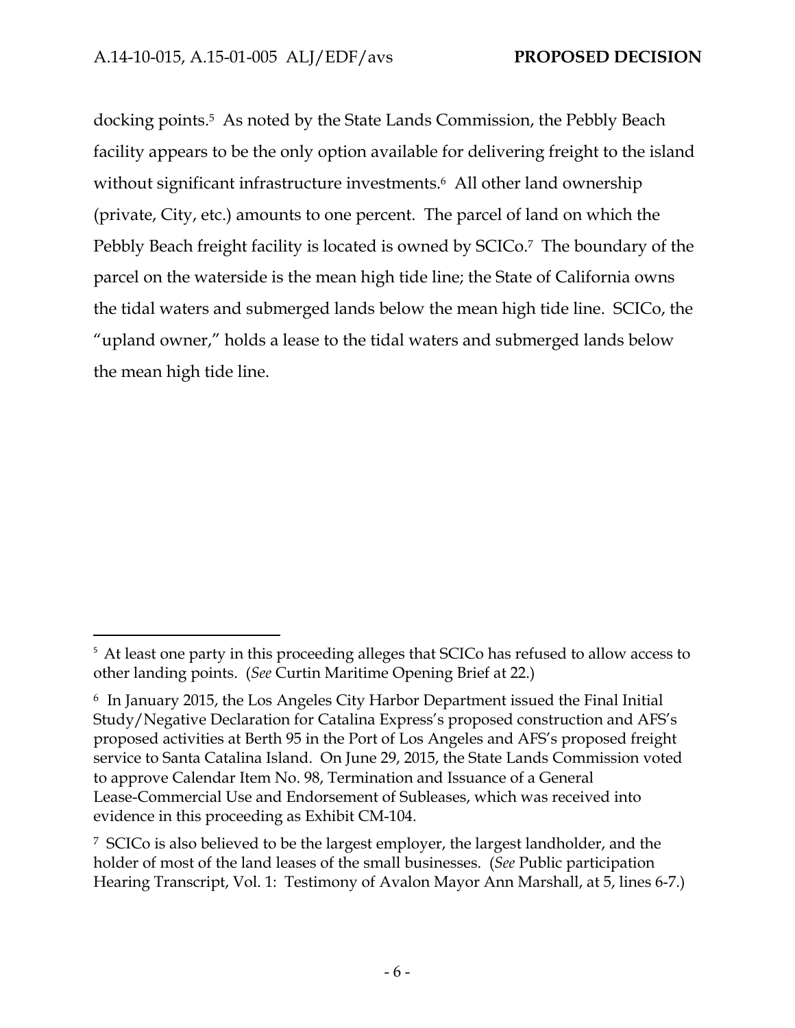docking points.[5] As noted by the State Lands Commission, the Pebbly Beach facility appears to be the only option available for delivering freight to the island without significant infrastructure investments.[6] All other land ownership (private, City, etc.) amounts to one percent. The parcel of land on which the Pebbly Beach freight facility is located is owned by SCICo.[7] The boundary of the parcel on the waterside is the mean high tide line; the State of California owns the tidal waters and submerged lands below the mean high tide line. SCICo, the "upland owner," holds a lease to the tidal waters and submerged lands below the mean high tide line.

---

[5] At least one party in this proceeding alleges that SCICo has refused to allow access to other landing points. (*See* Curtin Maritime Opening Brief at 22.)

[6] In January 2015, the Los Angeles City Harbor Department issued the Final Initial Study/Negative Declaration for Catalina Express's proposed construction and AFS's proposed activities at Berth 95 in the Port of Los Angeles and AFS's proposed freight service to Santa Catalina Island. On June 29, 2015, the State Lands Commission voted to approve Calendar Item No. 98, Termination and Issuance of a General Lease-Commercial Use and Endorsement of Subleases, which was received into evidence in this proceeding as Exhibit CM-104.

[7] SCICo is also believed to be the largest employer, the largest landholder, and the holder of most of the land leases of the small businesses. (*See* Public participation Hearing Transcript, Vol. 1: Testimony of Avalon Mayor Ann Marshall, at 5, lines 6-7.)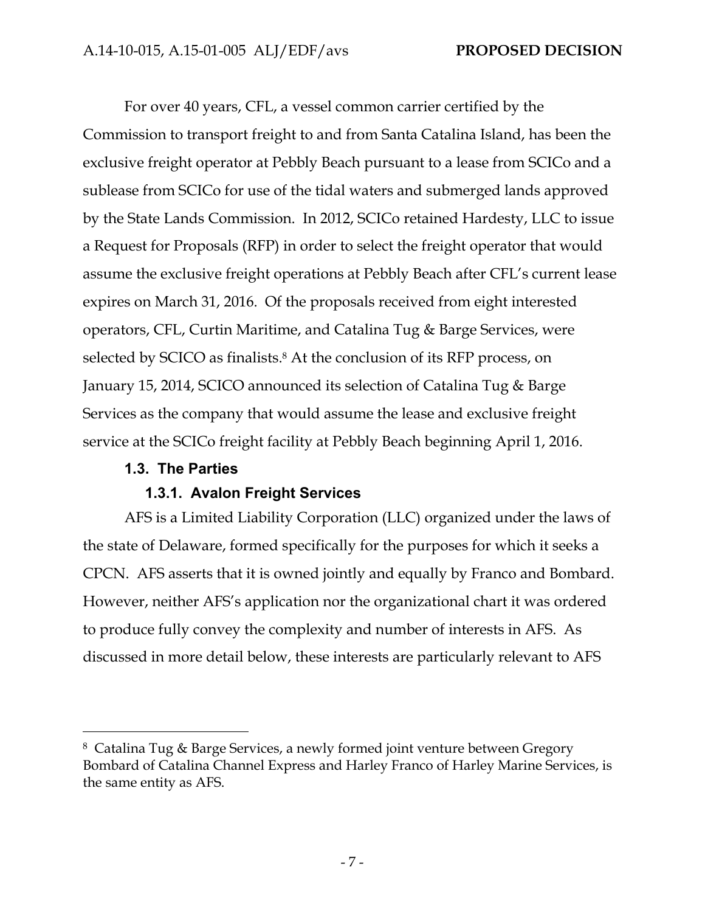For over 40 years, CFL, a vessel common carrier certified by the Commission to transport freight to and from Santa Catalina Island, has been the exclusive freight operator at Pebbly Beach pursuant to a lease from SCICo and a sublease from SCICo for use of the tidal waters and submerged lands approved by the State Lands Commission. In 2012, SCICo retained Hardesty, LLC to issue a Request for Proposals (RFP) in order to select the freight operator that would assume the exclusive freight operations at Pebbly Beach after CFL's current lease expires on March 31, 2016. Of the proposals received from eight interested operators, CFL, Curtin Maritime, and Catalina Tug & Barge Services, were selected by SCICO as finalists.[8] At the conclusion of its RFP process, on January 15, 2014, SCICO announced its selection of Catalina Tug & Barge Services as the company that would assume the lease and exclusive freight service at the SCICo freight facility at Pebbly Beach beginning April 1, 2016.

### 1.3. The Parties

#### 1.3.1. Avalon Freight Services

AFS is a Limited Liability Corporation (LLC) organized under the laws of the state of Delaware, formed specifically for the purposes for which it seeks a CPCN. AFS asserts that it is owned jointly and equally by Franco and Bombard. However, neither AFS's application nor the organizational chart it was ordered to produce fully convey the complexity and number of interests in AFS. As discussed in more detail below, these interests are particularly relevant to AFS

---

[8] Catalina Tug & Barge Services, a newly formed joint venture between Gregory Bombard of Catalina Channel Express and Harley Franco of Harley Marine Services, is the same entity as AFS.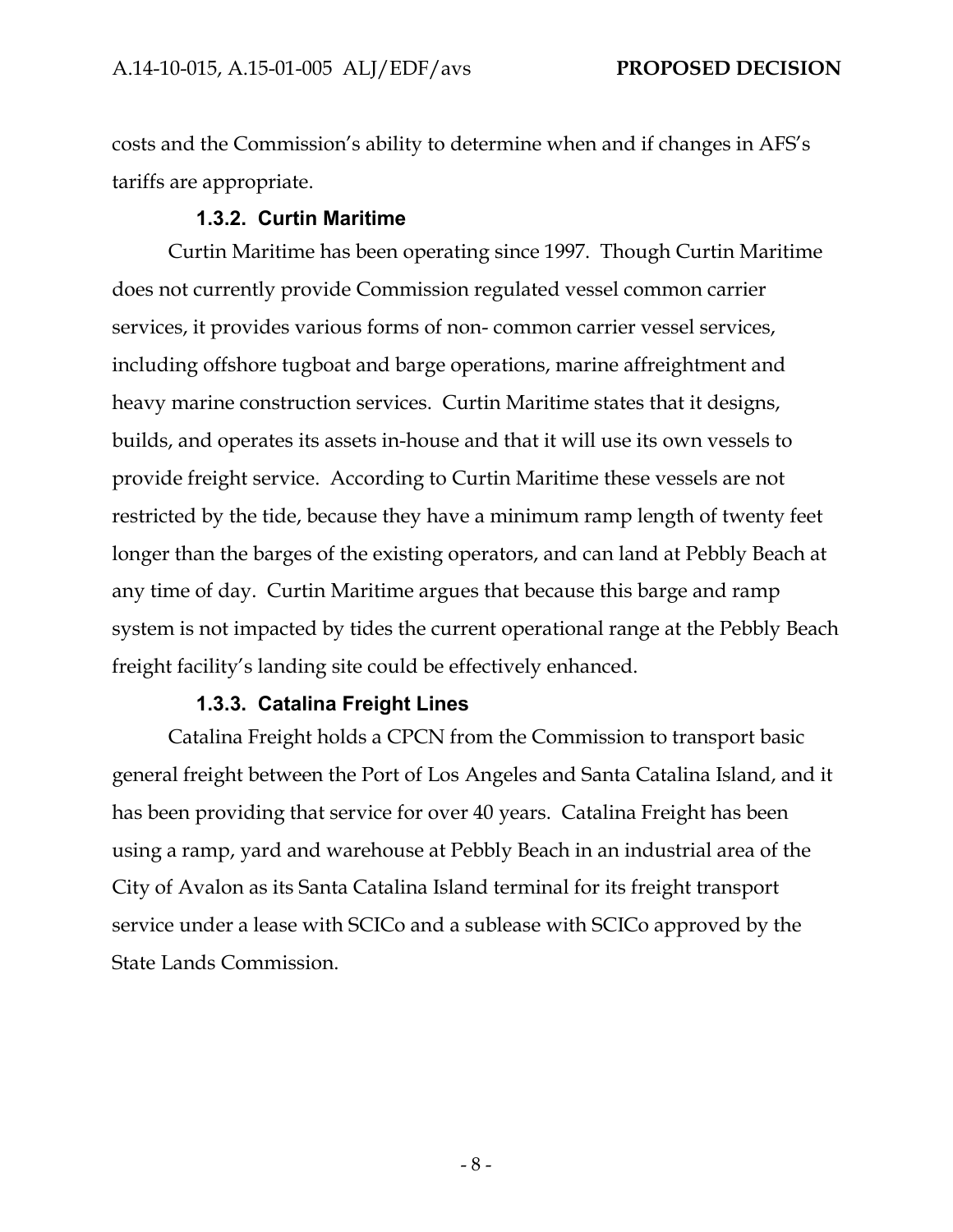costs and the Commission's ability to determine when and if changes in AFS's tariffs are appropriate.

#### 1.3.2. Curtin Maritime

Curtin Maritime has been operating since 1997. Though Curtin Maritime does not currently provide Commission regulated vessel common carrier services, it provides various forms of non- common carrier vessel services, including offshore tugboat and barge operations, marine affreightment and heavy marine construction services. Curtin Maritime states that it designs, builds, and operates its assets in-house and that it will use its own vessels to provide freight service. According to Curtin Maritime these vessels are not restricted by the tide, because they have a minimum ramp length of twenty feet longer than the barges of the existing operators, and can land at Pebbly Beach at any time of day. Curtin Maritime argues that because this barge and ramp system is not impacted by tides the current operational range at the Pebbly Beach freight facility's landing site could be effectively enhanced.

#### 1.3.3. Catalina Freight Lines

Catalina Freight holds a CPCN from the Commission to transport basic general freight between the Port of Los Angeles and Santa Catalina Island, and it has been providing that service for over 40 years. Catalina Freight has been using a ramp, yard and warehouse at Pebbly Beach in an industrial area of the City of Avalon as its Santa Catalina Island terminal for its freight transport service under a lease with SCICo and a sublease with SCICo approved by the State Lands Commission.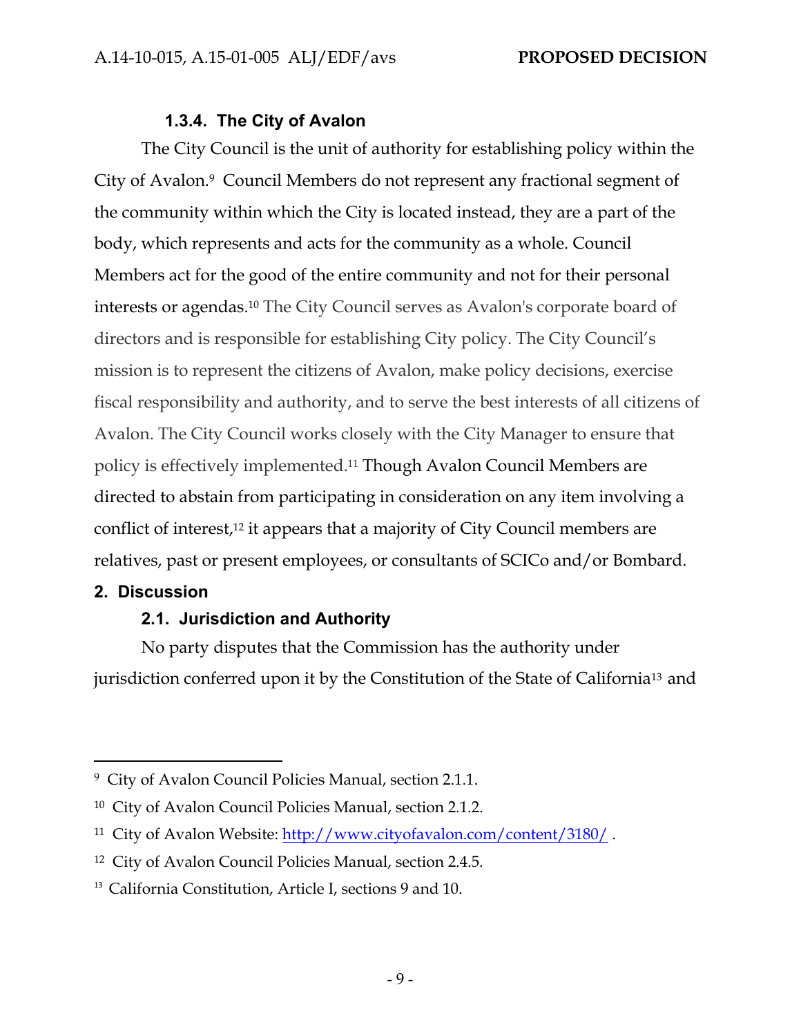#### 1.3.4. The City of Avalon

The City Council is the unit of authority for establishing policy within the City of Avalon.[9] Council Members do not represent any fractional segment of the community within which the City is located instead, they are a part of the body, which represents and acts for the community as a whole. Council Members act for the good of the entire community and not for their personal interests or agendas.[10] The City Council serves as Avalon's corporate board of directors and is responsible for establishing City policy. The City Council's mission is to represent the citizens of Avalon, make policy decisions, exercise fiscal responsibility and authority, and to serve the best interests of all citizens of Avalon. The City Council works closely with the City Manager to ensure that policy is effectively implemented.[11] Though Avalon Council Members are directed to abstain from participating in consideration on any item involving a conflict of interest,[12] it appears that a majority of City Council members are relatives, past or present employees, or consultants of SCICo and/or Bombard.

## 2. Discussion

### 2.1. Jurisdiction and Authority

No party disputes that the Commission has the authority under jurisdiction conferred upon it by the Constitution of the State of California[13] and

---

[9] City of Avalon Council Policies Manual, section 2.1.1.

[10] City of Avalon Council Policies Manual, section 2.1.2.

[11] City of Avalon Website: http://www.cityofavalon.com/content/3180/ .

[12] City of Avalon Council Policies Manual, section 2.4.5.

[13] California Constitution, Article I, sections 9 and 10.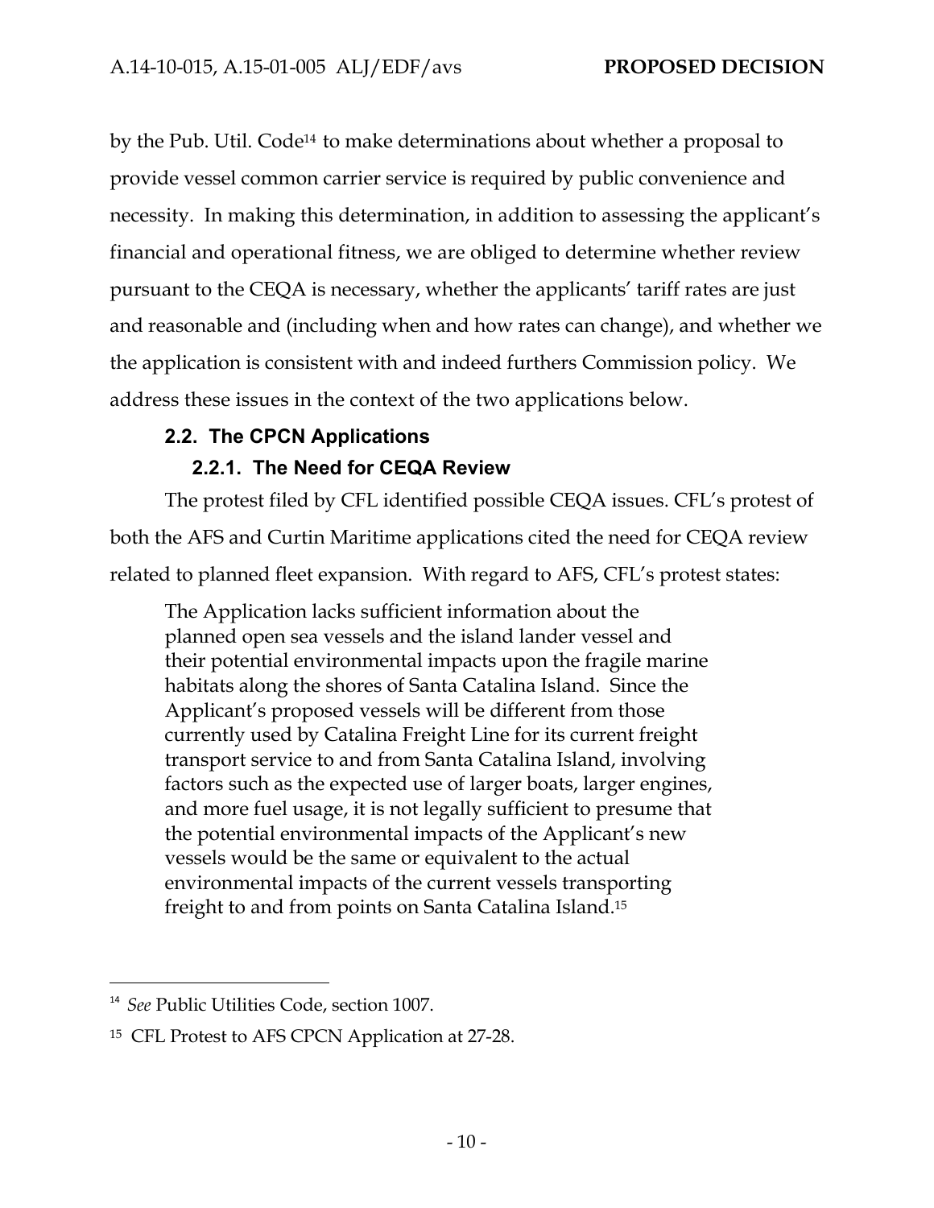by the Pub. Util. Code[14] to make determinations about whether a proposal to provide vessel common carrier service is required by public convenience and necessity. In making this determination, in addition to assessing the applicant's financial and operational fitness, we are obliged to determine whether review pursuant to the CEQA is necessary, whether the applicants' tariff rates are just and reasonable and (including when and how rates can change), and whether we the application is consistent with and indeed furthers Commission policy. We address these issues in the context of the two applications below.

### 2.2. The CPCN Applications

#### 2.2.1. The Need for CEQA Review

The protest filed by CFL identified possible CEQA issues. CFL's protest of both the AFS and Curtin Maritime applications cited the need for CEQA review related to planned fleet expansion. With regard to AFS, CFL's protest states:

> The Application lacks sufficient information about the planned open sea vessels and the island lander vessel and their potential environmental impacts upon the fragile marine habitats along the shores of Santa Catalina Island. Since the Applicant's proposed vessels will be different from those currently used by Catalina Freight Line for its current freight transport service to and from Santa Catalina Island, involving factors such as the expected use of larger boats, larger engines, and more fuel usage, it is not legally sufficient to presume that the potential environmental impacts of the Applicant's new vessels would be the same or equivalent to the actual environmental impacts of the current vessels transporting freight to and from points on Santa Catalina Island.[15]

---

[14] *See* Public Utilities Code, section 1007.

[15] CFL Protest to AFS CPCN Application at 27-28.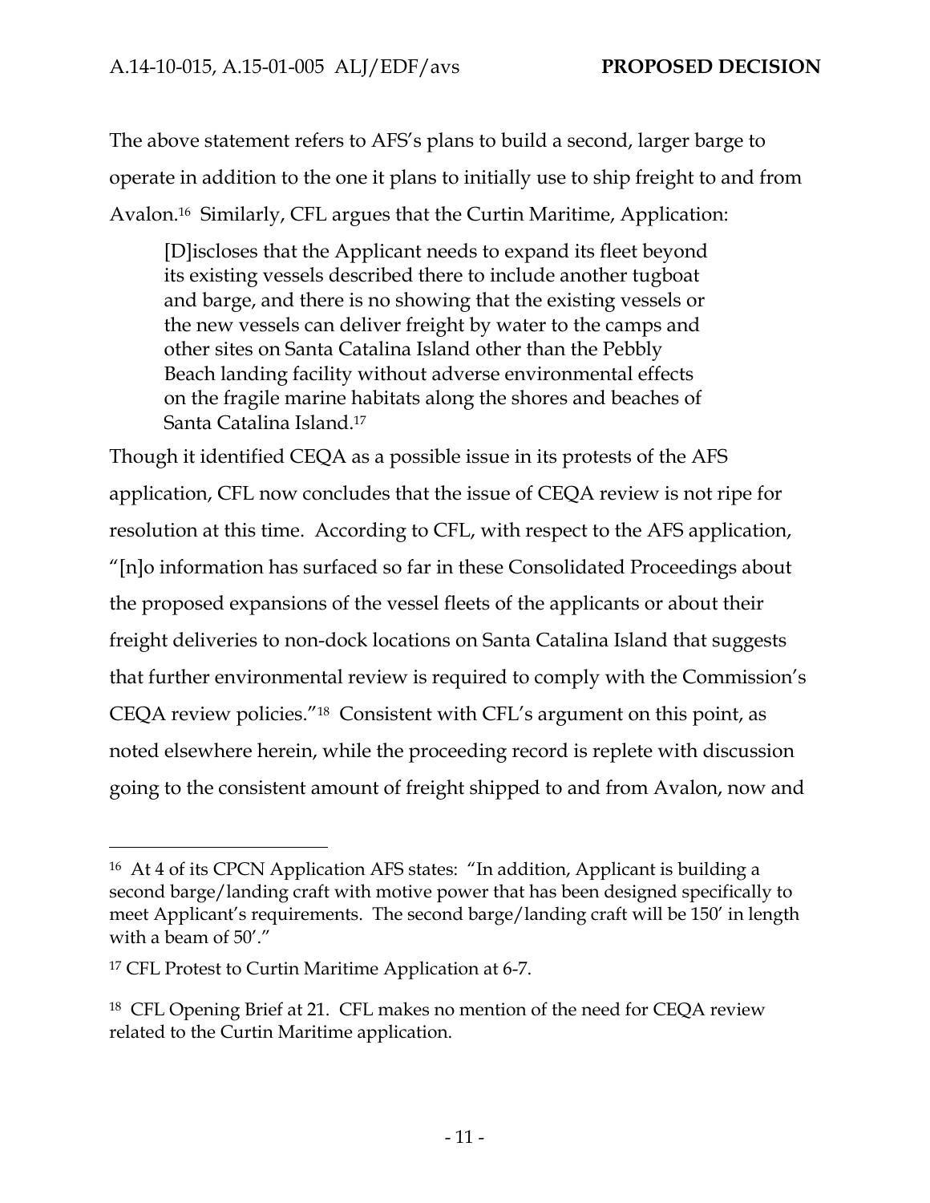The above statement refers to AFS's plans to build a second, larger barge to operate in addition to the one it plans to initially use to ship freight to and from Avalon.[16] Similarly, CFL argues that the Curtin Maritime, Application:

> [D]iscloses that the Applicant needs to expand its fleet beyond its existing vessels described there to include another tugboat and barge, and there is no showing that the existing vessels or the new vessels can deliver freight by water to the camps and other sites on Santa Catalina Island other than the Pebbly Beach landing facility without adverse environmental effects on the fragile marine habitats along the shores and beaches of Santa Catalina Island.[17]

Though it identified CEQA as a possible issue in its protests of the AFS application, CFL now concludes that the issue of CEQA review is not ripe for resolution at this time. According to CFL, with respect to the AFS application, "[n]o information has surfaced so far in these Consolidated Proceedings about the proposed expansions of the vessel fleets of the applicants or about their freight deliveries to non-dock locations on Santa Catalina Island that suggests that further environmental review is required to comply with the Commission's CEQA review policies."[18] Consistent with CFL's argument on this point, as noted elsewhere herein, while the proceeding record is replete with discussion going to the consistent amount of freight shipped to and from Avalon, now and

---

[16] At 4 of its CPCN Application AFS states: "In addition, Applicant is building a second barge/landing craft with motive power that has been designed specifically to meet Applicant's requirements. The second barge/landing craft will be 150′ in length with a beam of 50′."

[17] CFL Protest to Curtin Maritime Application at 6-7.

[18] CFL Opening Brief at 21. CFL makes no mention of the need for CEQA review related to the Curtin Maritime application.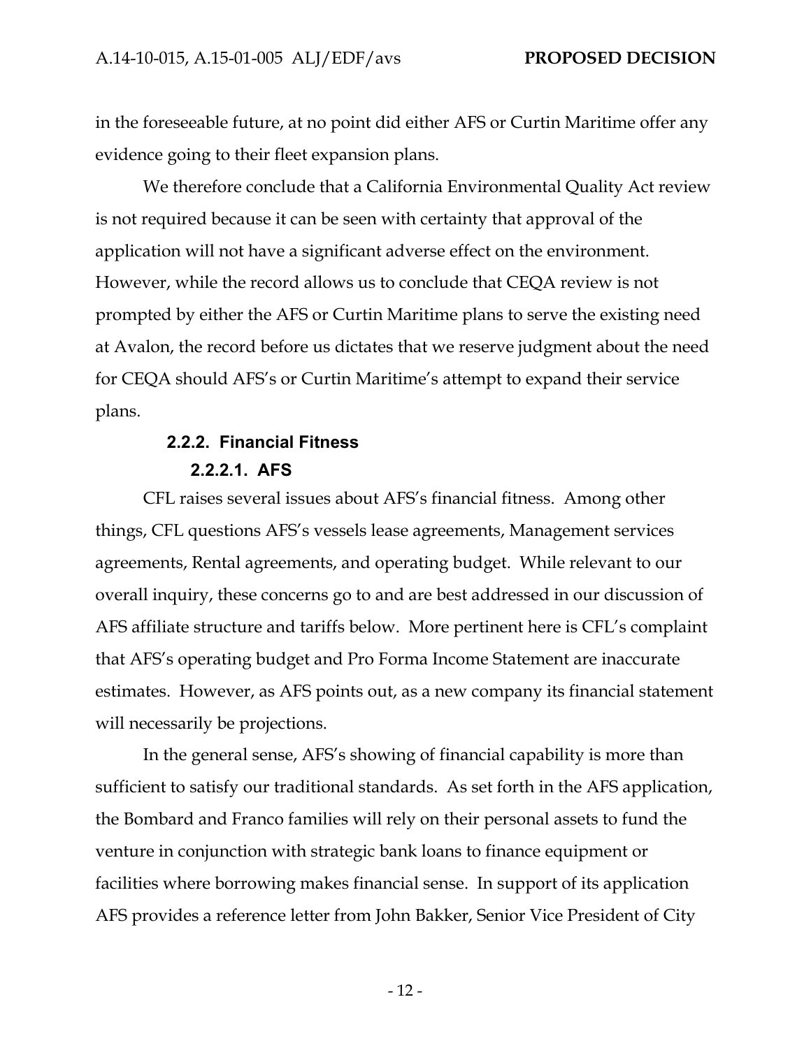in the foreseeable future, at no point did either AFS or Curtin Maritime offer any evidence going to their fleet expansion plans.

We therefore conclude that a California Environmental Quality Act review is not required because it can be seen with certainty that approval of the application will not have a significant adverse effect on the environment. However, while the record allows us to conclude that CEQA review is not prompted by either the AFS or Curtin Maritime plans to serve the existing need at Avalon, the record before us dictates that we reserve judgment about the need for CEQA should AFS's or Curtin Maritime's attempt to expand their service plans.

### 2.2.2. Financial Fitness

#### 2.2.2.1. AFS

CFL raises several issues about AFS's financial fitness. Among other things, CFL questions AFS's vessels lease agreements, Management services agreements, Rental agreements, and operating budget. While relevant to our overall inquiry, these concerns go to and are best addressed in our discussion of AFS affiliate structure and tariffs below. More pertinent here is CFL's complaint that AFS's operating budget and Pro Forma Income Statement are inaccurate estimates. However, as AFS points out, as a new company its financial statement will necessarily be projections.

In the general sense, AFS's showing of financial capability is more than sufficient to satisfy our traditional standards. As set forth in the AFS application, the Bombard and Franco families will rely on their personal assets to fund the venture in conjunction with strategic bank loans to finance equipment or facilities where borrowing makes financial sense. In support of its application AFS provides a reference letter from John Bakker, Senior Vice President of City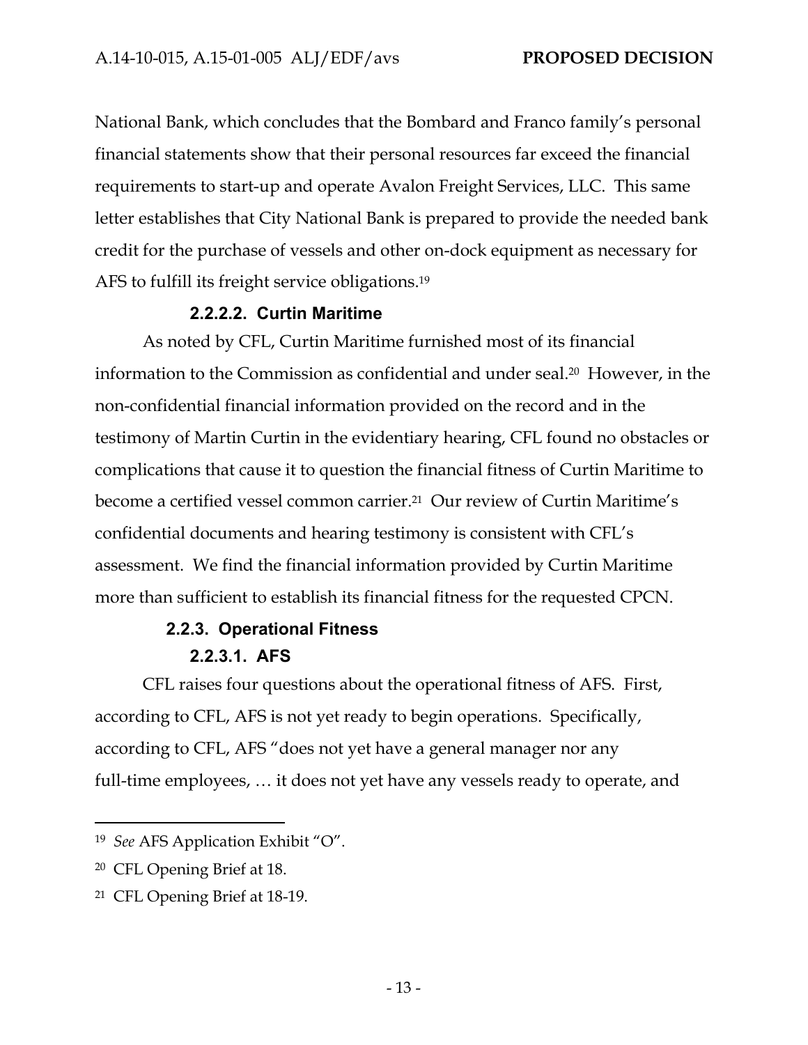National Bank, which concludes that the Bombard and Franco family's personal financial statements show that their personal resources far exceed the financial requirements to start-up and operate Avalon Freight Services, LLC. This same letter establishes that City National Bank is prepared to provide the needed bank credit for the purchase of vessels and other on-dock equipment as necessary for AFS to fulfill its freight service obligations.[19]

##### 2.2.2.2. Curtin Maritime

As noted by CFL, Curtin Maritime furnished most of its financial information to the Commission as confidential and under seal.[20] However, in the non-confidential financial information provided on the record and in the testimony of Martin Curtin in the evidentiary hearing, CFL found no obstacles or complications that cause it to question the financial fitness of Curtin Maritime to become a certified vessel common carrier.[21] Our review of Curtin Maritime's confidential documents and hearing testimony is consistent with CFL's assessment. We find the financial information provided by Curtin Maritime more than sufficient to establish its financial fitness for the requested CPCN.

#### 2.2.3. Operational Fitness

##### 2.2.3.1. AFS

CFL raises four questions about the operational fitness of AFS. First, according to CFL, AFS is not yet ready to begin operations. Specifically, according to CFL, AFS "does not yet have a general manager nor any full-time employees, … it does not yet have any vessels ready to operate, and

---

[19] *See* AFS Application Exhibit "O".

[20] CFL Opening Brief at 18.

[21] CFL Opening Brief at 18-19.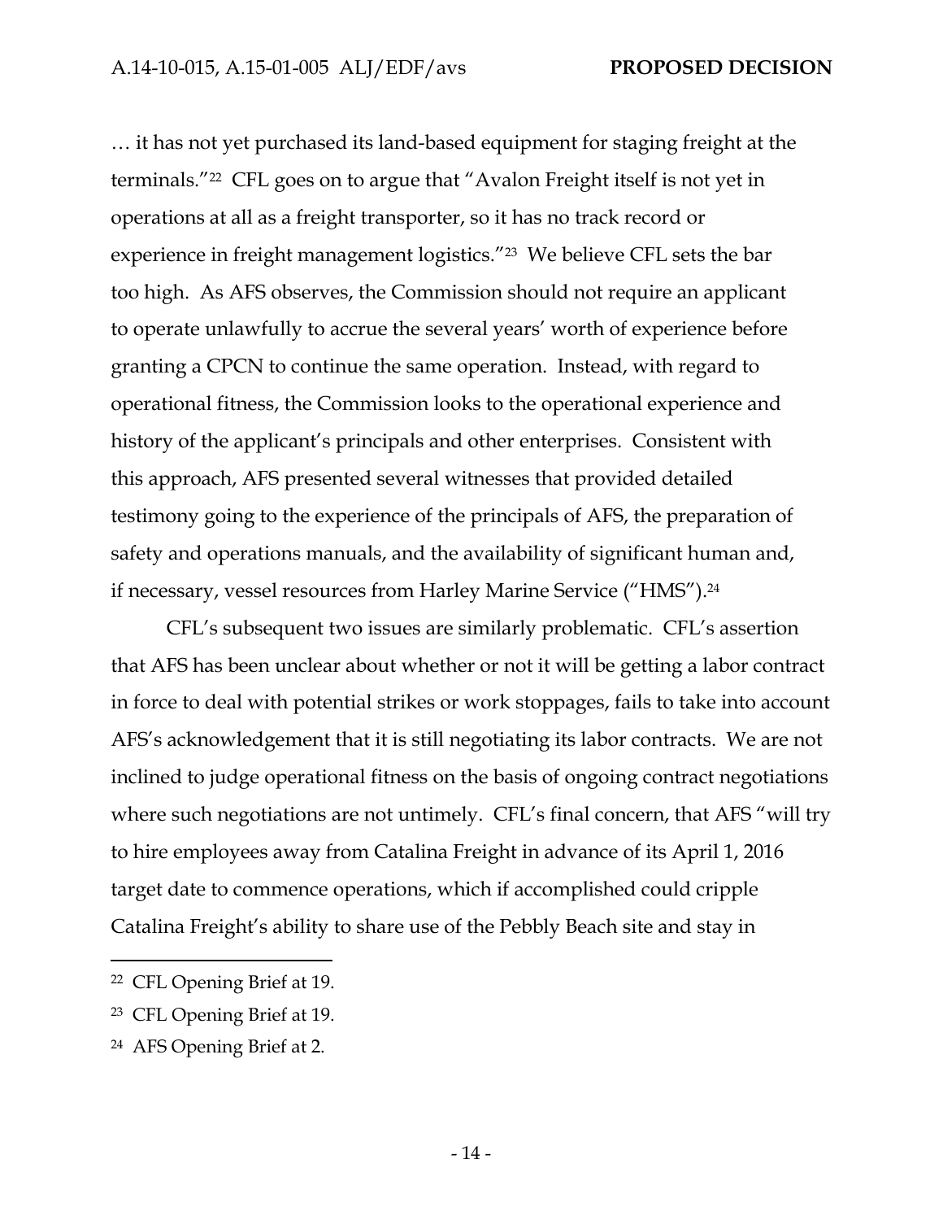… it has not yet purchased its land-based equipment for staging freight at the terminals."[22] CFL goes on to argue that "Avalon Freight itself is not yet in operations at all as a freight transporter, so it has no track record or experience in freight management logistics."[23] We believe CFL sets the bar too high. As AFS observes, the Commission should not require an applicant to operate unlawfully to accrue the several years' worth of experience before granting a CPCN to continue the same operation. Instead, with regard to operational fitness, the Commission looks to the operational experience and history of the applicant's principals and other enterprises. Consistent with this approach, AFS presented several witnesses that provided detailed testimony going to the experience of the principals of AFS, the preparation of safety and operations manuals, and the availability of significant human and, if necessary, vessel resources from Harley Marine Service ("HMS").[24]

CFL's subsequent two issues are similarly problematic. CFL's assertion that AFS has been unclear about whether or not it will be getting a labor contract in force to deal with potential strikes or work stoppages, fails to take into account AFS's acknowledgement that it is still negotiating its labor contracts. We are not inclined to judge operational fitness on the basis of ongoing contract negotiations where such negotiations are not untimely. CFL's final concern, that AFS "will try to hire employees away from Catalina Freight in advance of its April 1, 2016 target date to commence operations, which if accomplished could cripple Catalina Freight's ability to share use of the Pebbly Beach site and stay in

---

[22] CFL Opening Brief at 19.

[23] CFL Opening Brief at 19.

[24] AFS Opening Brief at 2.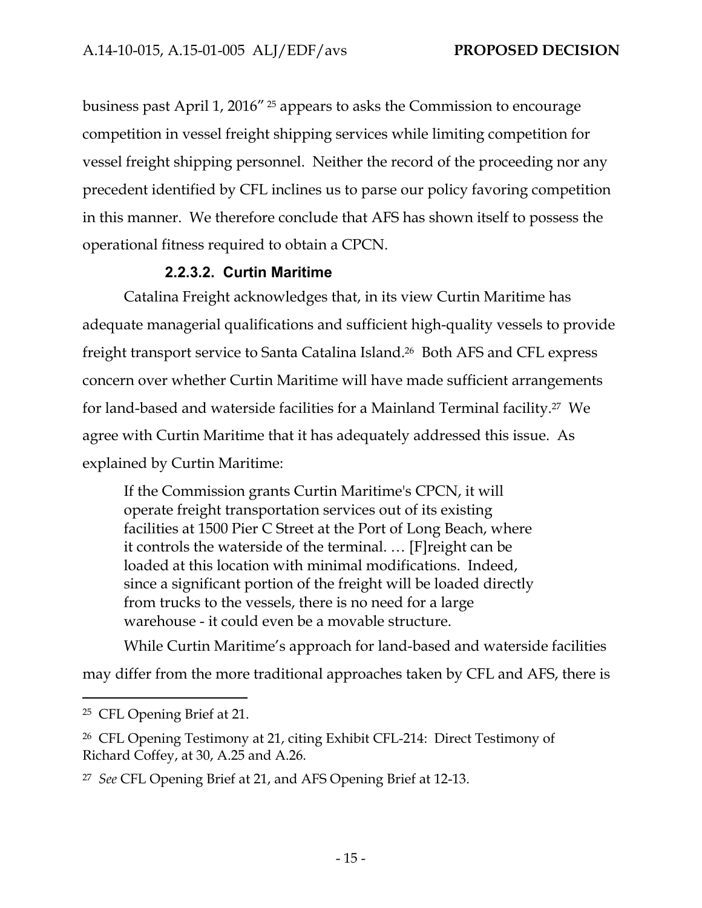business past April 1, 2016" [25] appears to asks the Commission to encourage competition in vessel freight shipping services while limiting competition for vessel freight shipping personnel. Neither the record of the proceeding nor any precedent identified by CFL inclines us to parse our policy favoring competition in this manner. We therefore conclude that AFS has shown itself to possess the operational fitness required to obtain a CPCN.

#### 2.2.3.2. Curtin Maritime

Catalina Freight acknowledges that, in its view Curtin Maritime has adequate managerial qualifications and sufficient high-quality vessels to provide freight transport service to Santa Catalina Island.[26] Both AFS and CFL express concern over whether Curtin Maritime will have made sufficient arrangements for land-based and waterside facilities for a Mainland Terminal facility.[27] We agree with Curtin Maritime that it has adequately addressed this issue. As explained by Curtin Maritime:

> If the Commission grants Curtin Maritime's CPCN, it will operate freight transportation services out of its existing facilities at 1500 Pier C Street at the Port of Long Beach, where it controls the waterside of the terminal. … [F]reight can be loaded at this location with minimal modifications. Indeed, since a significant portion of the freight will be loaded directly from trucks to the vessels, there is no need for a large warehouse - it could even be a movable structure.

While Curtin Maritime's approach for land-based and waterside facilities may differ from the more traditional approaches taken by CFL and AFS, there is

---

[25] CFL Opening Brief at 21.

[26] CFL Opening Testimony at 21, citing Exhibit CFL-214: Direct Testimony of Richard Coffey, at 30, A.25 and A.26.

[27] *See* CFL Opening Brief at 21, and AFS Opening Brief at 12-13.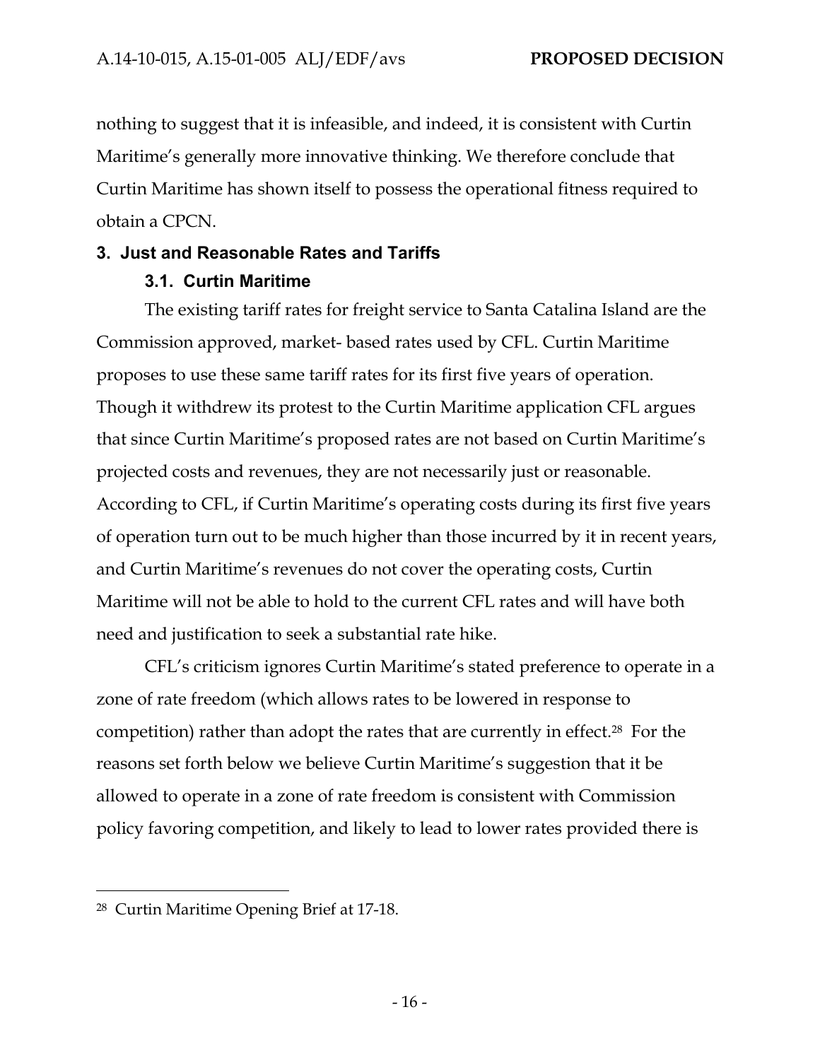nothing to suggest that it is infeasible, and indeed, it is consistent with Curtin Maritime's generally more innovative thinking. We therefore conclude that Curtin Maritime has shown itself to possess the operational fitness required to obtain a CPCN.

## 3. Just and Reasonable Rates and Tariffs

### 3.1. Curtin Maritime

The existing tariff rates for freight service to Santa Catalina Island are the Commission approved, market- based rates used by CFL. Curtin Maritime proposes to use these same tariff rates for its first five years of operation. Though it withdrew its protest to the Curtin Maritime application CFL argues that since Curtin Maritime's proposed rates are not based on Curtin Maritime's projected costs and revenues, they are not necessarily just or reasonable. According to CFL, if Curtin Maritime's operating costs during its first five years of operation turn out to be much higher than those incurred by it in recent years, and Curtin Maritime's revenues do not cover the operating costs, Curtin Maritime will not be able to hold to the current CFL rates and will have both need and justification to seek a substantial rate hike.

CFL's criticism ignores Curtin Maritime's stated preference to operate in a zone of rate freedom (which allows rates to be lowered in response to competition) rather than adopt the rates that are currently in effect.[28] For the reasons set forth below we believe Curtin Maritime's suggestion that it be allowed to operate in a zone of rate freedom is consistent with Commission policy favoring competition, and likely to lead to lower rates provided there is

---

[28] Curtin Maritime Opening Brief at 17-18.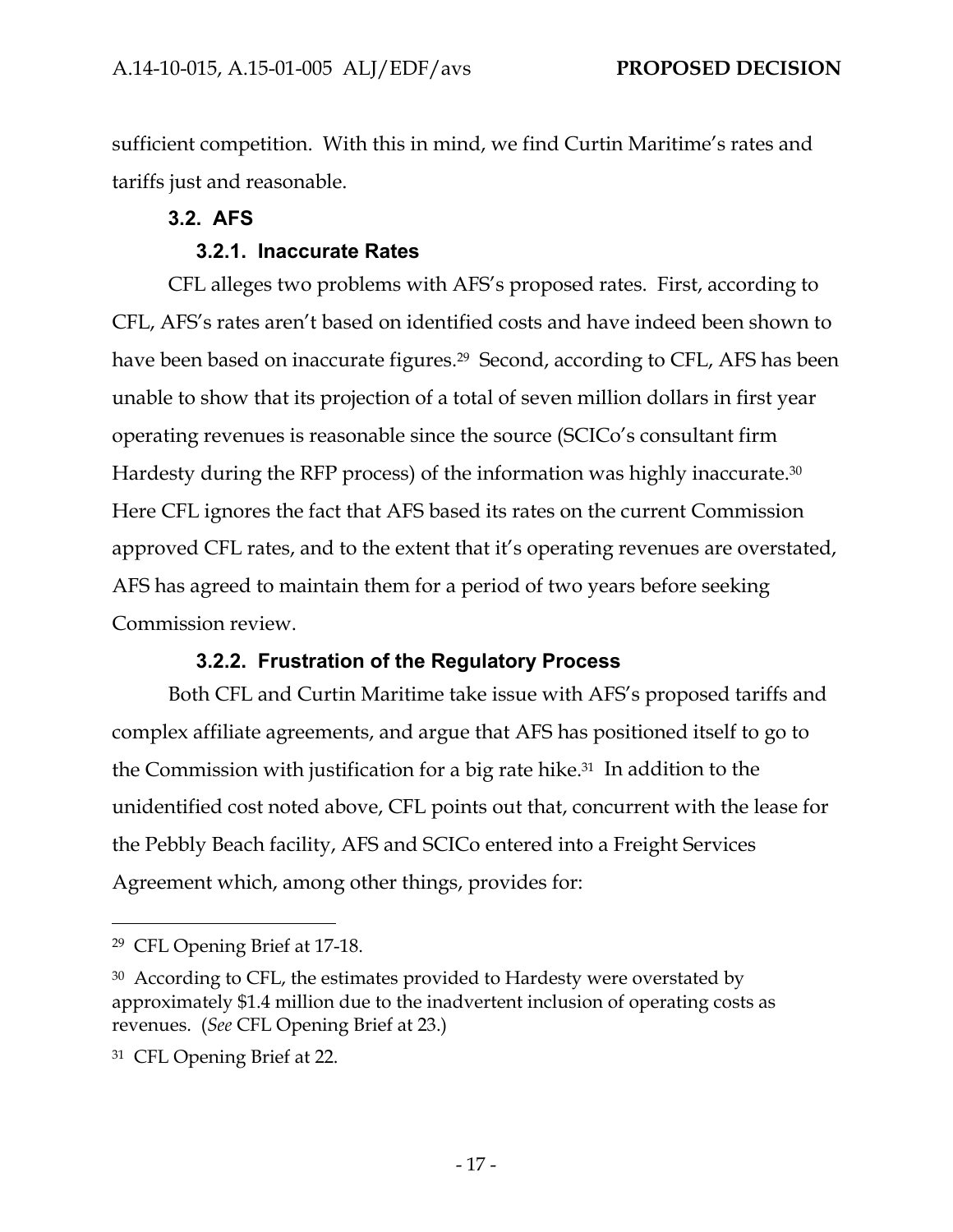sufficient competition. With this in mind, we find Curtin Maritime's rates and tariffs just and reasonable.

### 3.2. AFS

#### 3.2.1. Inaccurate Rates

CFL alleges two problems with AFS's proposed rates. First, according to CFL, AFS's rates aren't based on identified costs and have indeed been shown to have been based on inaccurate figures.[29] Second, according to CFL, AFS has been unable to show that its projection of a total of seven million dollars in first year operating revenues is reasonable since the source (SCICo's consultant firm Hardesty during the RFP process) of the information was highly inaccurate.[30] Here CFL ignores the fact that AFS based its rates on the current Commission approved CFL rates, and to the extent that it's operating revenues are overstated, AFS has agreed to maintain them for a period of two years before seeking Commission review.

#### 3.2.2. Frustration of the Regulatory Process

Both CFL and Curtin Maritime take issue with AFS's proposed tariffs and complex affiliate agreements, and argue that AFS has positioned itself to go to the Commission with justification for a big rate hike.[31] In addition to the unidentified cost noted above, CFL points out that, concurrent with the lease for the Pebbly Beach facility, AFS and SCICo entered into a Freight Services Agreement which, among other things, provides for:

---

[29] CFL Opening Brief at 17-18.

[30] According to CFL, the estimates provided to Hardesty were overstated by approximately $1.4 million due to the inadvertent inclusion of operating costs as revenues. (*See* CFL Opening Brief at 23.)

[31] CFL Opening Brief at 22.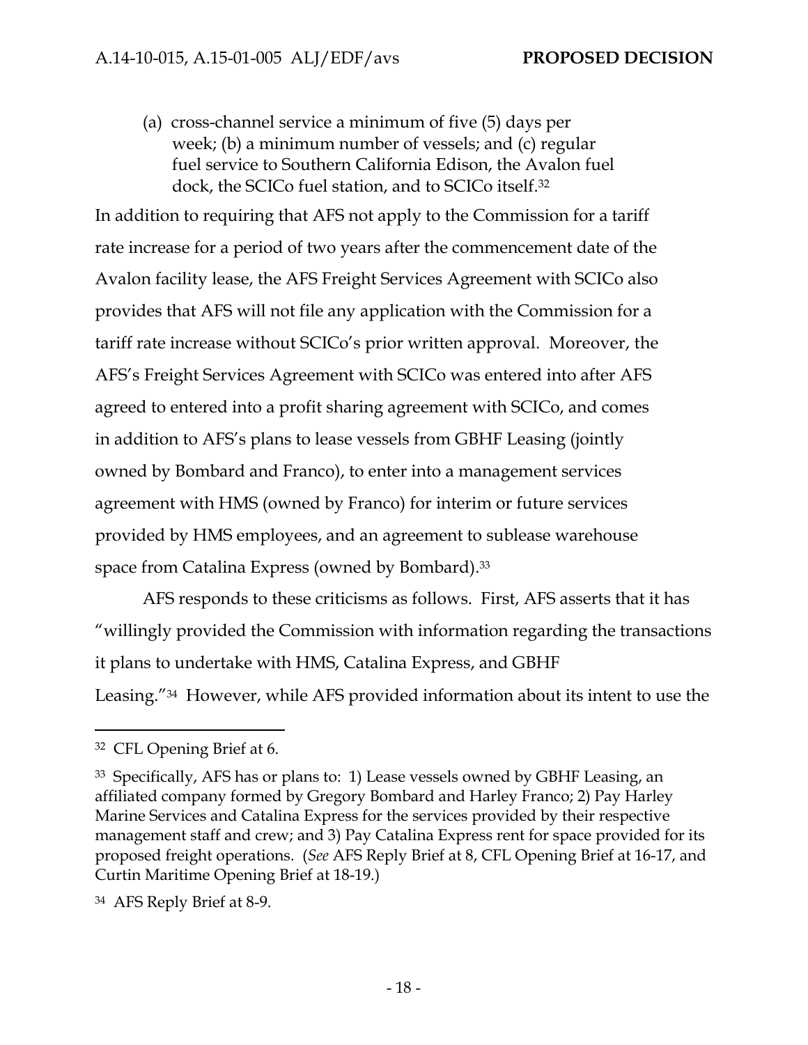(a) cross-channel service a minimum of five (5) days per week; (b) a minimum number of vessels; and (c) regular fuel service to Southern California Edison, the Avalon fuel dock, the SCICo fuel station, and to SCICo itself.[32]

In addition to requiring that AFS not apply to the Commission for a tariff rate increase for a period of two years after the commencement date of the Avalon facility lease, the AFS Freight Services Agreement with SCICo also provides that AFS will not file any application with the Commission for a tariff rate increase without SCICo's prior written approval. Moreover, the AFS's Freight Services Agreement with SCICo was entered into after AFS agreed to entered into a profit sharing agreement with SCICo, and comes in addition to AFS's plans to lease vessels from GBHF Leasing (jointly owned by Bombard and Franco), to enter into a management services agreement with HMS (owned by Franco) for interim or future services provided by HMS employees, and an agreement to sublease warehouse space from Catalina Express (owned by Bombard).[33]

AFS responds to these criticisms as follows. First, AFS asserts that it has "willingly provided the Commission with information regarding the transactions it plans to undertake with HMS, Catalina Express, and GBHF Leasing."[34] However, while AFS provided information about its intent to use the

---

[32] CFL Opening Brief at 6.

[33] Specifically, AFS has or plans to: 1) Lease vessels owned by GBHF Leasing, an affiliated company formed by Gregory Bombard and Harley Franco; 2) Pay Harley Marine Services and Catalina Express for the services provided by their respective management staff and crew; and 3) Pay Catalina Express rent for space provided for its proposed freight operations. (*See* AFS Reply Brief at 8, CFL Opening Brief at 16-17, and Curtin Maritime Opening Brief at 18-19.)

[34] AFS Reply Brief at 8-9.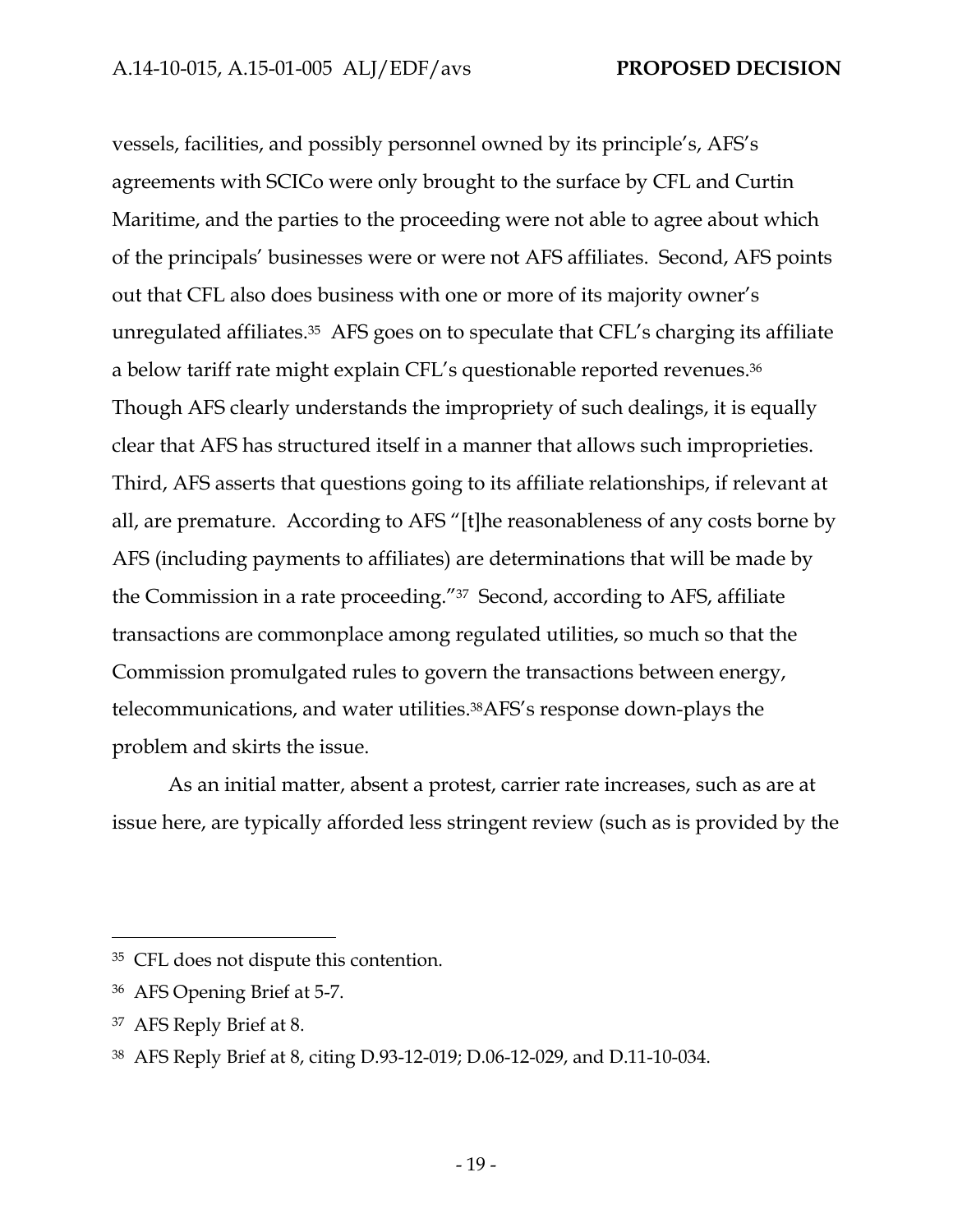vessels, facilities, and possibly personnel owned by its principle's, AFS's agreements with SCICo were only brought to the surface by CFL and Curtin Maritime, and the parties to the proceeding were not able to agree about which of the principals' businesses were or were not AFS affiliates. Second, AFS points out that CFL also does business with one or more of its majority owner's unregulated affiliates.[35] AFS goes on to speculate that CFL's charging its affiliate a below tariff rate might explain CFL's questionable reported revenues.[36] Though AFS clearly understands the impropriety of such dealings, it is equally clear that AFS has structured itself in a manner that allows such improprieties. Third, AFS asserts that questions going to its affiliate relationships, if relevant at all, are premature. According to AFS "[t]he reasonableness of any costs borne by AFS (including payments to affiliates) are determinations that will be made by the Commission in a rate proceeding."[37] Second, according to AFS, affiliate transactions are commonplace among regulated utilities, so much so that the Commission promulgated rules to govern the transactions between energy, telecommunications, and water utilities.[38]AFS's response down-plays the problem and skirts the issue.

As an initial matter, absent a protest, carrier rate increases, such as are at issue here, are typically afforded less stringent review (such as is provided by the

---

[35] CFL does not dispute this contention.

[36] AFS Opening Brief at 5-7.

[37] AFS Reply Brief at 8.

[38] AFS Reply Brief at 8, citing D.93-12-019; D.06-12-029, and D.11-10-034.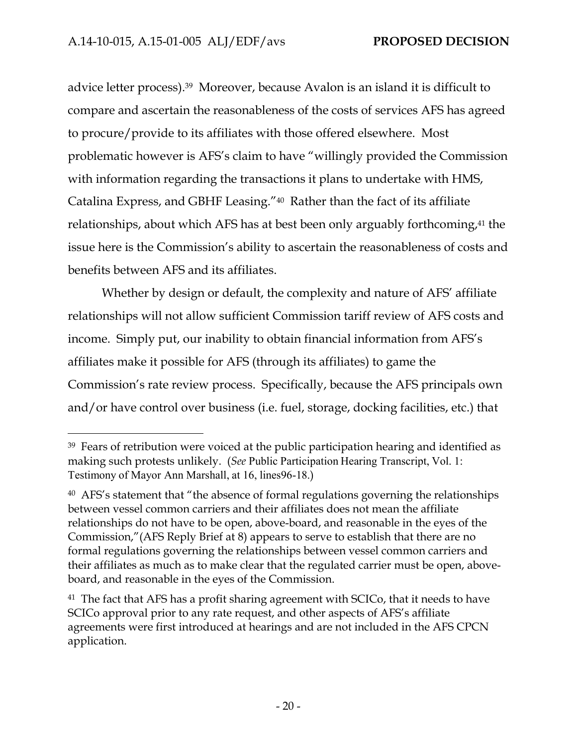advice letter process).[39] Moreover, because Avalon is an island it is difficult to compare and ascertain the reasonableness of the costs of services AFS has agreed to procure/provide to its affiliates with those offered elsewhere. Most problematic however is AFS's claim to have "willingly provided the Commission with information regarding the transactions it plans to undertake with HMS, Catalina Express, and GBHF Leasing."[40] Rather than the fact of its affiliate relationships, about which AFS has at best been only arguably forthcoming,[41] the issue here is the Commission's ability to ascertain the reasonableness of costs and benefits between AFS and its affiliates.

Whether by design or default, the complexity and nature of AFS' affiliate relationships will not allow sufficient Commission tariff review of AFS costs and income. Simply put, our inability to obtain financial information from AFS's affiliates make it possible for AFS (through its affiliates) to game the Commission's rate review process. Specifically, because the AFS principals own and/or have control over business (i.e. fuel, storage, docking facilities, etc.) that

---

[39] Fears of retribution were voiced at the public participation hearing and identified as making such protests unlikely. (*See* Public Participation Hearing Transcript, Vol. 1: Testimony of Mayor Ann Marshall, at 16, lines96-18.)

[40] AFS's statement that "the absence of formal regulations governing the relationships between vessel common carriers and their affiliates does not mean the affiliate relationships do not have to be open, above-board, and reasonable in the eyes of the Commission,"(AFS Reply Brief at 8) appears to serve to establish that there are no formal regulations governing the relationships between vessel common carriers and their affiliates as much as to make clear that the regulated carrier must be open, above-board, and reasonable in the eyes of the Commission.

[41] The fact that AFS has a profit sharing agreement with SCICo, that it needs to have SCICo approval prior to any rate request, and other aspects of AFS's affiliate agreements were first introduced at hearings and are not included in the AFS CPCN application.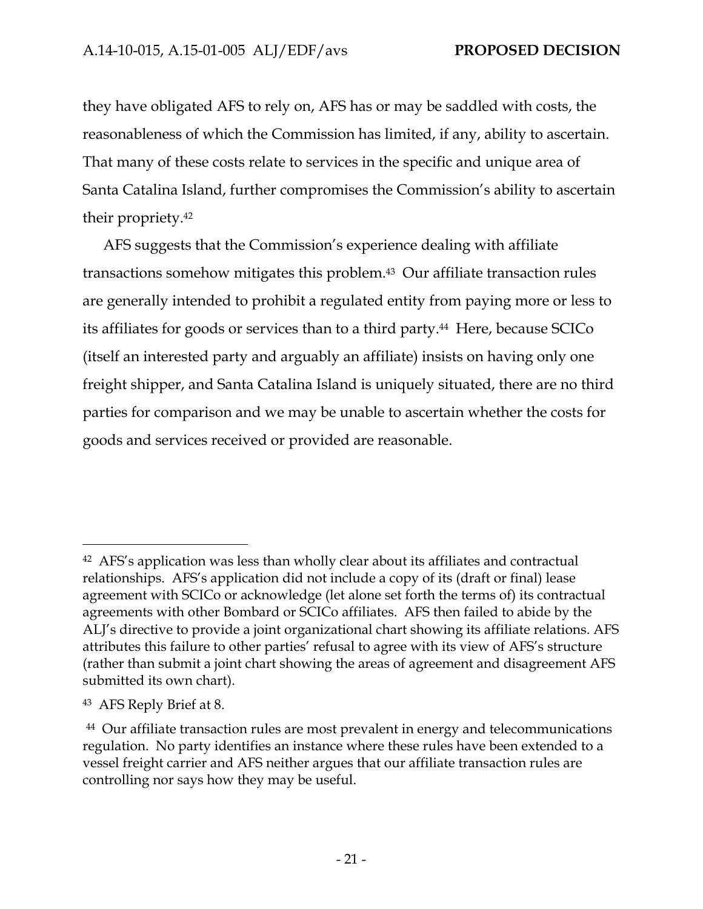they have obligated AFS to rely on, AFS has or may be saddled with costs, the reasonableness of which the Commission has limited, if any, ability to ascertain. That many of these costs relate to services in the specific and unique area of Santa Catalina Island, further compromises the Commission's ability to ascertain their propriety.[42]

AFS suggests that the Commission's experience dealing with affiliate transactions somehow mitigates this problem.[43] Our affiliate transaction rules are generally intended to prohibit a regulated entity from paying more or less to its affiliates for goods or services than to a third party.[44] Here, because SCICo (itself an interested party and arguably an affiliate) insists on having only one freight shipper, and Santa Catalina Island is uniquely situated, there are no third parties for comparison and we may be unable to ascertain whether the costs for goods and services received or provided are reasonable.

---

[42] AFS's application was less than wholly clear about its affiliates and contractual relationships. AFS's application did not include a copy of its (draft or final) lease agreement with SCICo or acknowledge (let alone set forth the terms of) its contractual agreements with other Bombard or SCICo affiliates. AFS then failed to abide by the ALJ's directive to provide a joint organizational chart showing its affiliate relations. AFS attributes this failure to other parties' refusal to agree with its view of AFS's structure (rather than submit a joint chart showing the areas of agreement and disagreement AFS submitted its own chart).

[43] AFS Reply Brief at 8.

[44] Our affiliate transaction rules are most prevalent in energy and telecommunications regulation. No party identifies an instance where these rules have been extended to a vessel freight carrier and AFS neither argues that our affiliate transaction rules are controlling nor says how they may be useful.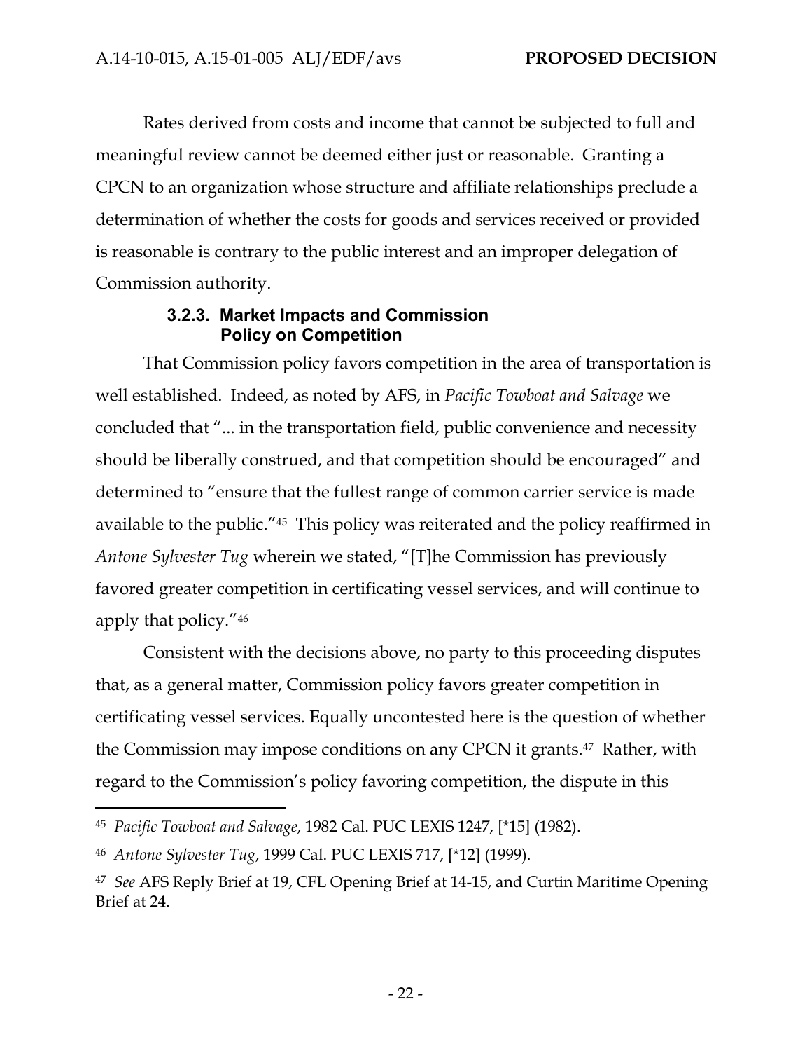Rates derived from costs and income that cannot be subjected to full and meaningful review cannot be deemed either just or reasonable. Granting a CPCN to an organization whose structure and affiliate relationships preclude a determination of whether the costs for goods and services received or provided is reasonable is contrary to the public interest and an improper delegation of Commission authority.

### 3.2.3. Market Impacts and Commission Policy on Competition

That Commission policy favors competition in the area of transportation is well established. Indeed, as noted by AFS, in *Pacific Towboat and Salvage* we concluded that "... in the transportation field, public convenience and necessity should be liberally construed, and that competition should be encouraged" and determined to "ensure that the fullest range of common carrier service is made available to the public."[45] This policy was reiterated and the policy reaffirmed in *Antone Sylvester Tug* wherein we stated, "[T]he Commission has previously favored greater competition in certificating vessel services, and will continue to apply that policy."[46]

Consistent with the decisions above, no party to this proceeding disputes that, as a general matter, Commission policy favors greater competition in certificating vessel services. Equally uncontested here is the question of whether the Commission may impose conditions on any CPCN it grants.[47] Rather, with regard to the Commission's policy favoring competition, the dispute in this

---

[45] *Pacific Towboat and Salvage*, 1982 Cal. PUC LEXIS 1247, [*15] (1982).

[46] *Antone Sylvester Tug*, 1999 Cal. PUC LEXIS 717, [*12] (1999).

[47] *See* AFS Reply Brief at 19, CFL Opening Brief at 14-15, and Curtin Maritime Opening Brief at 24.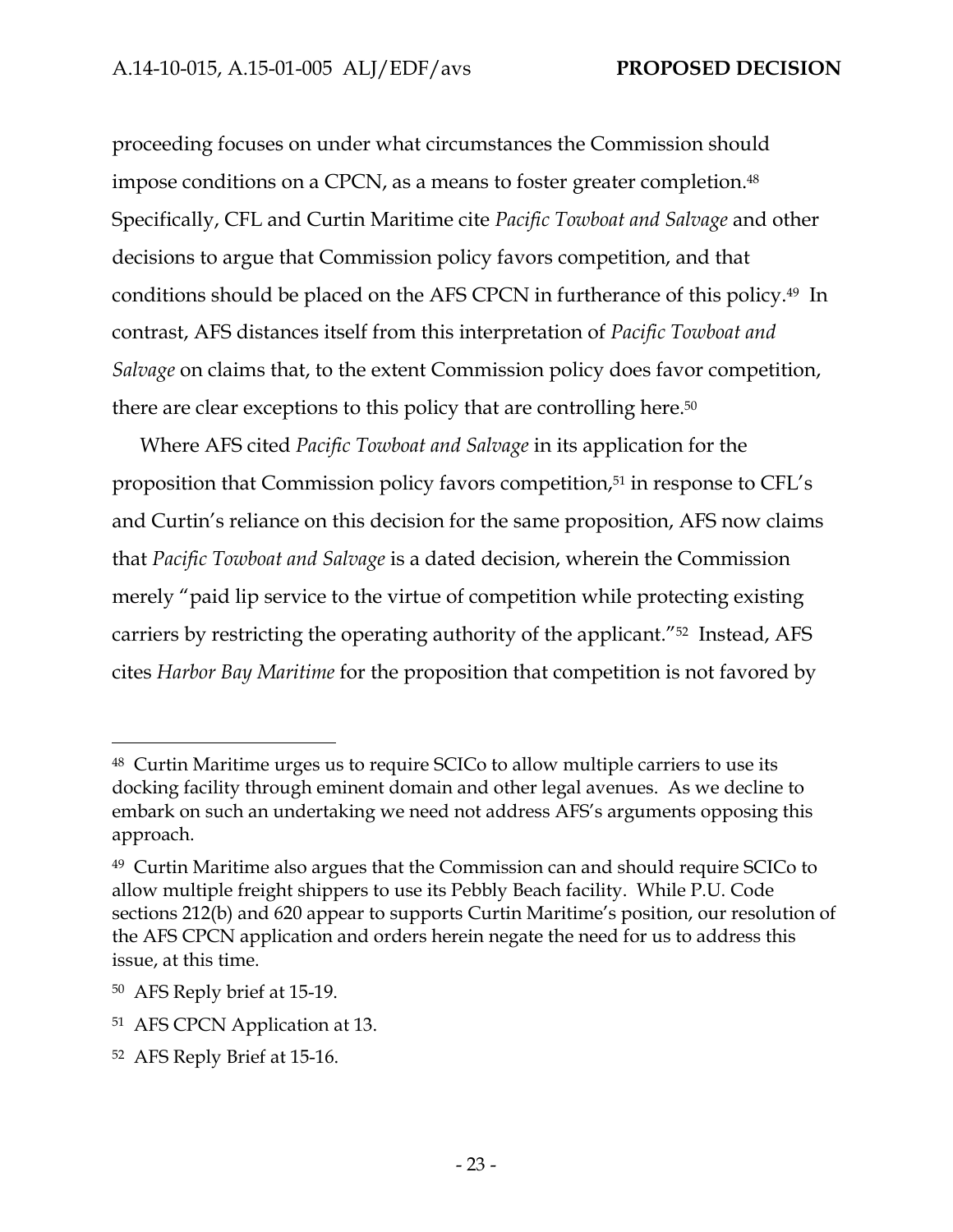proceeding focuses on under what circumstances the Commission should impose conditions on a CPCN, as a means to foster greater completion.[48] Specifically, CFL and Curtin Maritime cite *Pacific Towboat and Salvage* and other decisions to argue that Commission policy favors competition, and that conditions should be placed on the AFS CPCN in furtherance of this policy.[49] In contrast, AFS distances itself from this interpretation of *Pacific Towboat and Salvage* on claims that, to the extent Commission policy does favor competition, there are clear exceptions to this policy that are controlling here.[50]

Where AFS cited *Pacific Towboat and Salvage* in its application for the proposition that Commission policy favors competition,[51] in response to CFL's and Curtin's reliance on this decision for the same proposition, AFS now claims that *Pacific Towboat and Salvage* is a dated decision, wherein the Commission merely "paid lip service to the virtue of competition while protecting existing carriers by restricting the operating authority of the applicant."[52] Instead, AFS cites *Harbor Bay Maritime* for the proposition that competition is not favored by

---

[48] Curtin Maritime urges us to require SCICo to allow multiple carriers to use its docking facility through eminent domain and other legal avenues. As we decline to embark on such an undertaking we need not address AFS's arguments opposing this approach.

[49] Curtin Maritime also argues that the Commission can and should require SCICo to allow multiple freight shippers to use its Pebbly Beach facility. While P.U. Code sections 212(b) and 620 appear to supports Curtin Maritime's position, our resolution of the AFS CPCN application and orders herein negate the need for us to address this issue, at this time.

[50] AFS Reply brief at 15-19.

[51] AFS CPCN Application at 13.

[52] AFS Reply Brief at 15-16.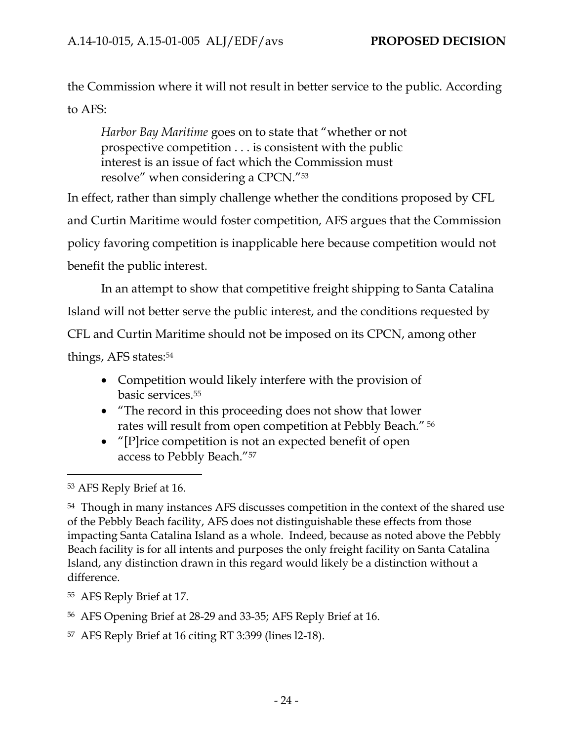the Commission where it will not result in better service to the public. According to AFS:

> *Harbor Bay Maritime* goes on to state that "whether or not prospective competition . . . is consistent with the public interest is an issue of fact which the Commission must resolve" when considering a CPCN."[53]

In effect, rather than simply challenge whether the conditions proposed by CFL and Curtin Maritime would foster competition, AFS argues that the Commission policy favoring competition is inapplicable here because competition would not benefit the public interest.

In an attempt to show that competitive freight shipping to Santa Catalina Island will not better serve the public interest, and the conditions requested by CFL and Curtin Maritime should not be imposed on its CPCN, among other things, AFS states:[54]

- Competition would likely interfere with the provision of basic services.[55]
- "The record in this proceeding does not show that lower rates will result from open competition at Pebbly Beach." [56]
- "[P]rice competition is not an expected benefit of open access to Pebbly Beach."[57]

---

[53] AFS Reply Brief at 16.

[54] Though in many instances AFS discusses competition in the context of the shared use of the Pebbly Beach facility, AFS does not distinguishable these effects from those impacting Santa Catalina Island as a whole. Indeed, because as noted above the Pebbly Beach facility is for all intents and purposes the only freight facility on Santa Catalina Island, any distinction drawn in this regard would likely be a distinction without a difference.

[55] AFS Reply Brief at 17.

[56] AFS Opening Brief at 28-29 and 33-35; AFS Reply Brief at 16.

[57] AFS Reply Brief at 16 citing RT 3:399 (lines l2-18).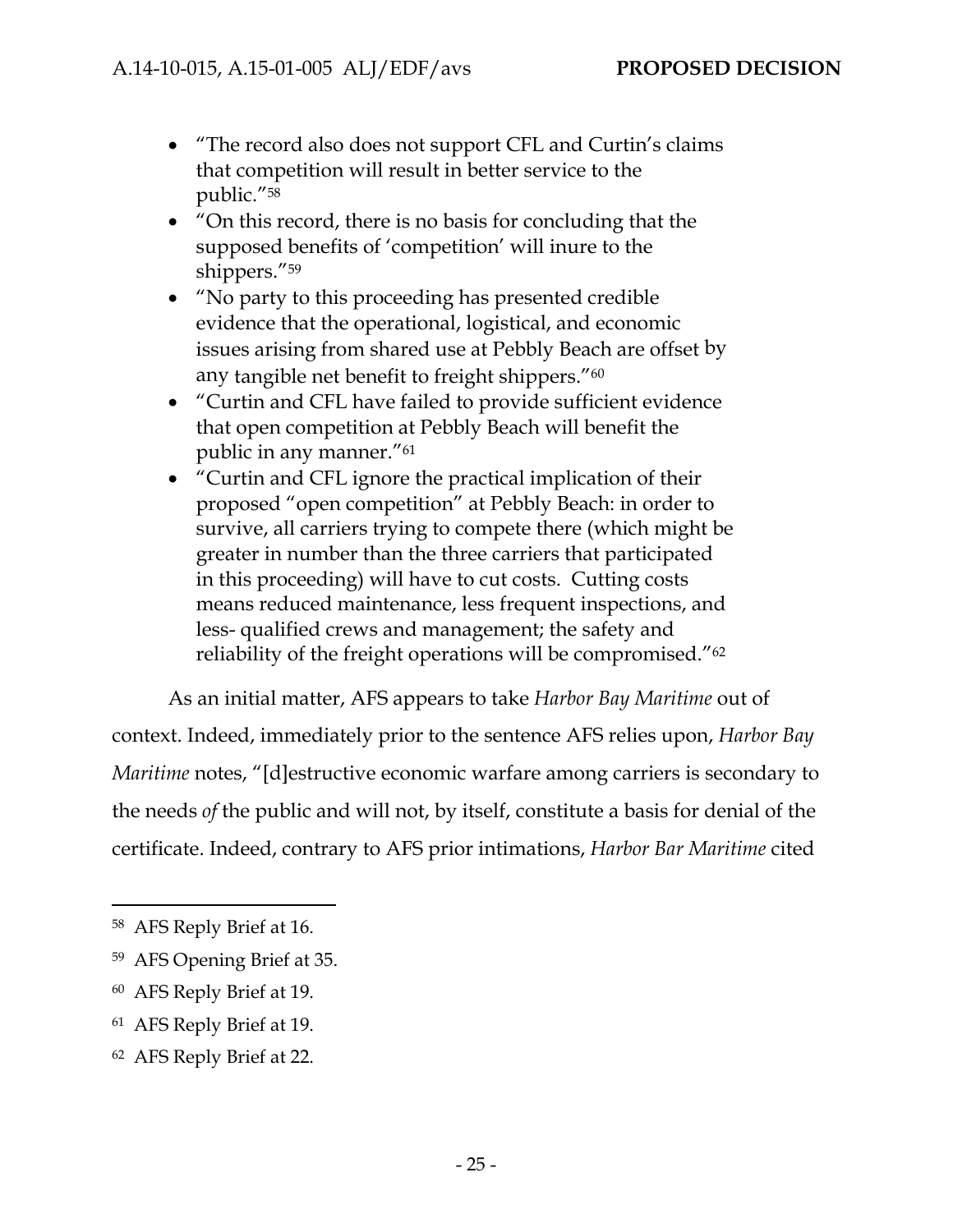- "The record also does not support CFL and Curtin's claims that competition will result in better service to the public."[58]
- "On this record, there is no basis for concluding that the supposed benefits of 'competition' will inure to the shippers."[59]
- "No party to this proceeding has presented credible evidence that the operational, logistical, and economic issues arising from shared use at Pebbly Beach are offset by any tangible net benefit to freight shippers."[60]
- "Curtin and CFL have failed to provide sufficient evidence that open competition at Pebbly Beach will benefit the public in any manner."[61]
- "Curtin and CFL ignore the practical implication of their proposed "open competition" at Pebbly Beach: in order to survive, all carriers trying to compete there (which might be greater in number than the three carriers that participated in this proceeding) will have to cut costs. Cutting costs means reduced maintenance, less frequent inspections, and less- qualified crews and management; the safety and reliability of the freight operations will be compromised."[62]

As an initial matter, AFS appears to take *Harbor Bay Maritime* out of context. Indeed, immediately prior to the sentence AFS relies upon, *Harbor Bay Maritime* notes, "[d]estructive economic warfare among carriers is secondary to the needs *of* the public and will not, by itself, constitute a basis for denial of the certificate. Indeed, contrary to AFS prior intimations, *Harbor Bar Maritime* cited

---

[58] AFS Reply Brief at 16.

[59] AFS Opening Brief at 35.

[60] AFS Reply Brief at 19.

[61] AFS Reply Brief at 19.

[62] AFS Reply Brief at 22.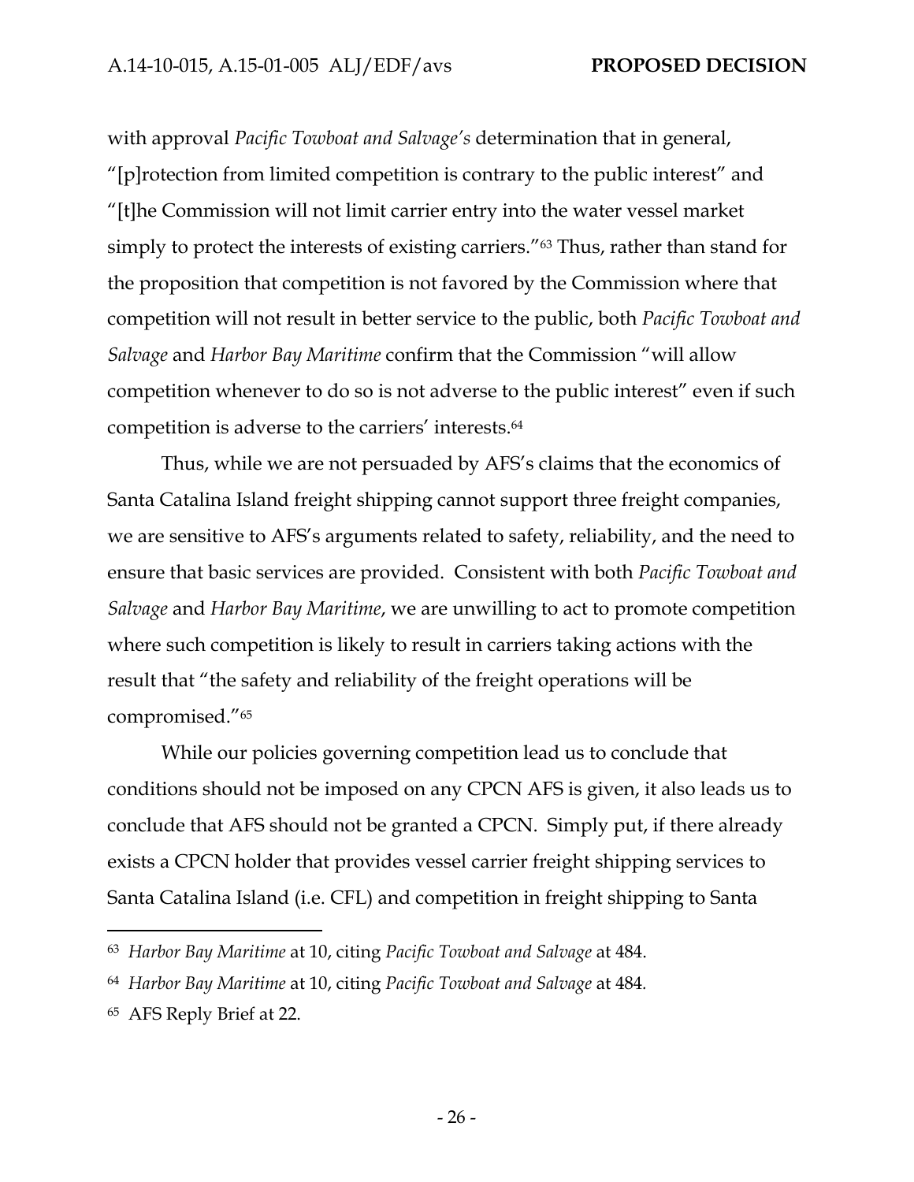with approval *Pacific Towboat and Salvage's* determination that in general, "[p]rotection from limited competition is contrary to the public interest" and "[t]he Commission will not limit carrier entry into the water vessel market simply to protect the interests of existing carriers."[63] Thus, rather than stand for the proposition that competition is not favored by the Commission where that competition will not result in better service to the public, both *Pacific Towboat and Salvage* and *Harbor Bay Maritime* confirm that the Commission "will allow competition whenever to do so is not adverse to the public interest" even if such competition is adverse to the carriers' interests.[64]

Thus, while we are not persuaded by AFS's claims that the economics of Santa Catalina Island freight shipping cannot support three freight companies, we are sensitive to AFS's arguments related to safety, reliability, and the need to ensure that basic services are provided. Consistent with both *Pacific Towboat and Salvage* and *Harbor Bay Maritime*, we are unwilling to act to promote competition where such competition is likely to result in carriers taking actions with the result that "the safety and reliability of the freight operations will be compromised."[65]

While our policies governing competition lead us to conclude that conditions should not be imposed on any CPCN AFS is given, it also leads us to conclude that AFS should not be granted a CPCN. Simply put, if there already exists a CPCN holder that provides vessel carrier freight shipping services to Santa Catalina Island (i.e. CFL) and competition in freight shipping to Santa

---

[63] *Harbor Bay Maritime* at 10, citing *Pacific Towboat and Salvage* at 484.

[64] *Harbor Bay Maritime* at 10, citing *Pacific Towboat and Salvage* at 484.

[65] AFS Reply Brief at 22.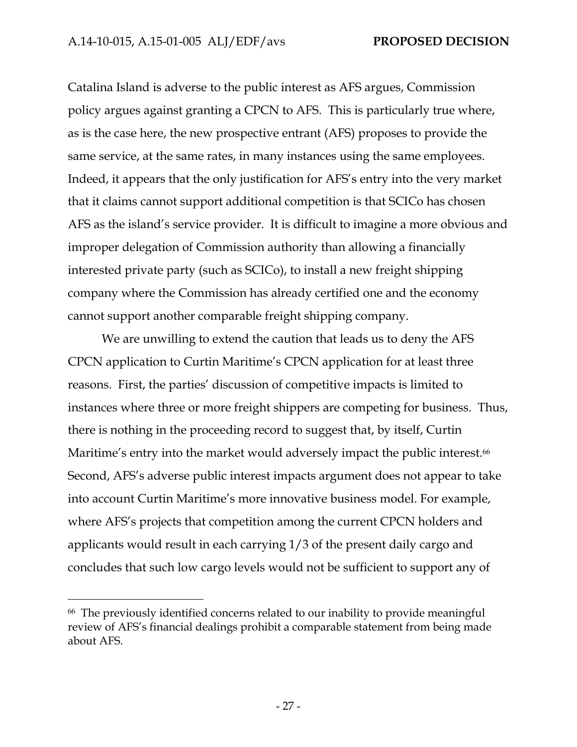Catalina Island is adverse to the public interest as AFS argues, Commission policy argues against granting a CPCN to AFS. This is particularly true where, as is the case here, the new prospective entrant (AFS) proposes to provide the same service, at the same rates, in many instances using the same employees. Indeed, it appears that the only justification for AFS's entry into the very market that it claims cannot support additional competition is that SCICo has chosen AFS as the island's service provider. It is difficult to imagine a more obvious and improper delegation of Commission authority than allowing a financially interested private party (such as SCICo), to install a new freight shipping company where the Commission has already certified one and the economy cannot support another comparable freight shipping company.

We are unwilling to extend the caution that leads us to deny the AFS CPCN application to Curtin Maritime's CPCN application for at least three reasons. First, the parties' discussion of competitive impacts is limited to instances where three or more freight shippers are competing for business. Thus, there is nothing in the proceeding record to suggest that, by itself, Curtin Maritime's entry into the market would adversely impact the public interest.[66] Second, AFS's adverse public interest impacts argument does not appear to take into account Curtin Maritime's more innovative business model. For example, where AFS's projects that competition among the current CPCN holders and applicants would result in each carrying 1/3 of the present daily cargo and concludes that such low cargo levels would not be sufficient to support any of

[66] The previously identified concerns related to our inability to provide meaningful review of AFS's financial dealings prohibit a comparable statement from being made about AFS.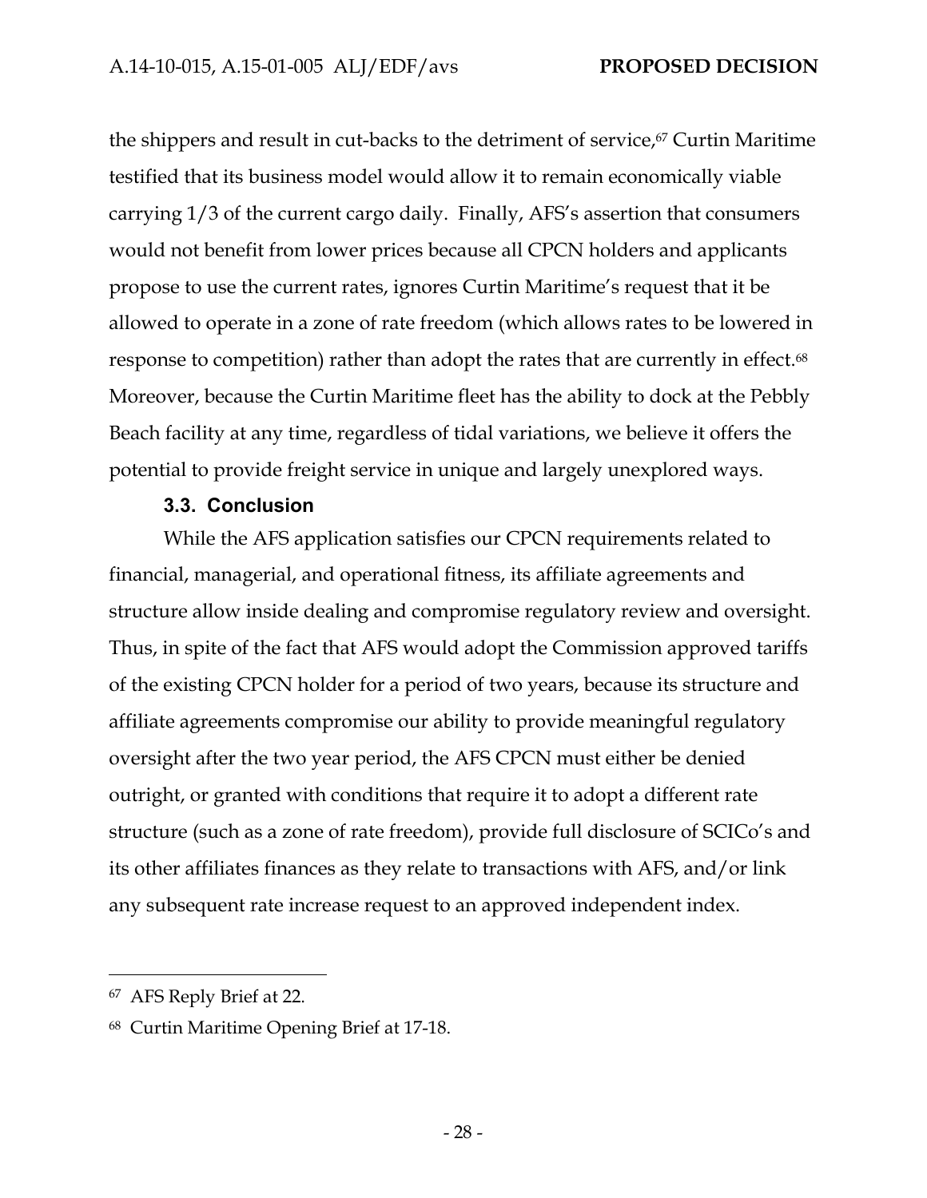the shippers and result in cut-backs to the detriment of service,[67] Curtin Maritime testified that its business model would allow it to remain economically viable carrying 1/3 of the current cargo daily. Finally, AFS's assertion that consumers would not benefit from lower prices because all CPCN holders and applicants propose to use the current rates, ignores Curtin Maritime's request that it be allowed to operate in a zone of rate freedom (which allows rates to be lowered in response to competition) rather than adopt the rates that are currently in effect.[68] Moreover, because the Curtin Maritime fleet has the ability to dock at the Pebbly Beach facility at any time, regardless of tidal variations, we believe it offers the potential to provide freight service in unique and largely unexplored ways.

### 3.3. Conclusion

While the AFS application satisfies our CPCN requirements related to financial, managerial, and operational fitness, its affiliate agreements and structure allow inside dealing and compromise regulatory review and oversight. Thus, in spite of the fact that AFS would adopt the Commission approved tariffs of the existing CPCN holder for a period of two years, because its structure and affiliate agreements compromise our ability to provide meaningful regulatory oversight after the two year period, the AFS CPCN must either be denied outright, or granted with conditions that require it to adopt a different rate structure (such as a zone of rate freedom), provide full disclosure of SCICo's and its other affiliates finances as they relate to transactions with AFS, and/or link any subsequent rate increase request to an approved independent index.

---

[67] AFS Reply Brief at 22.

[68] Curtin Maritime Opening Brief at 17-18.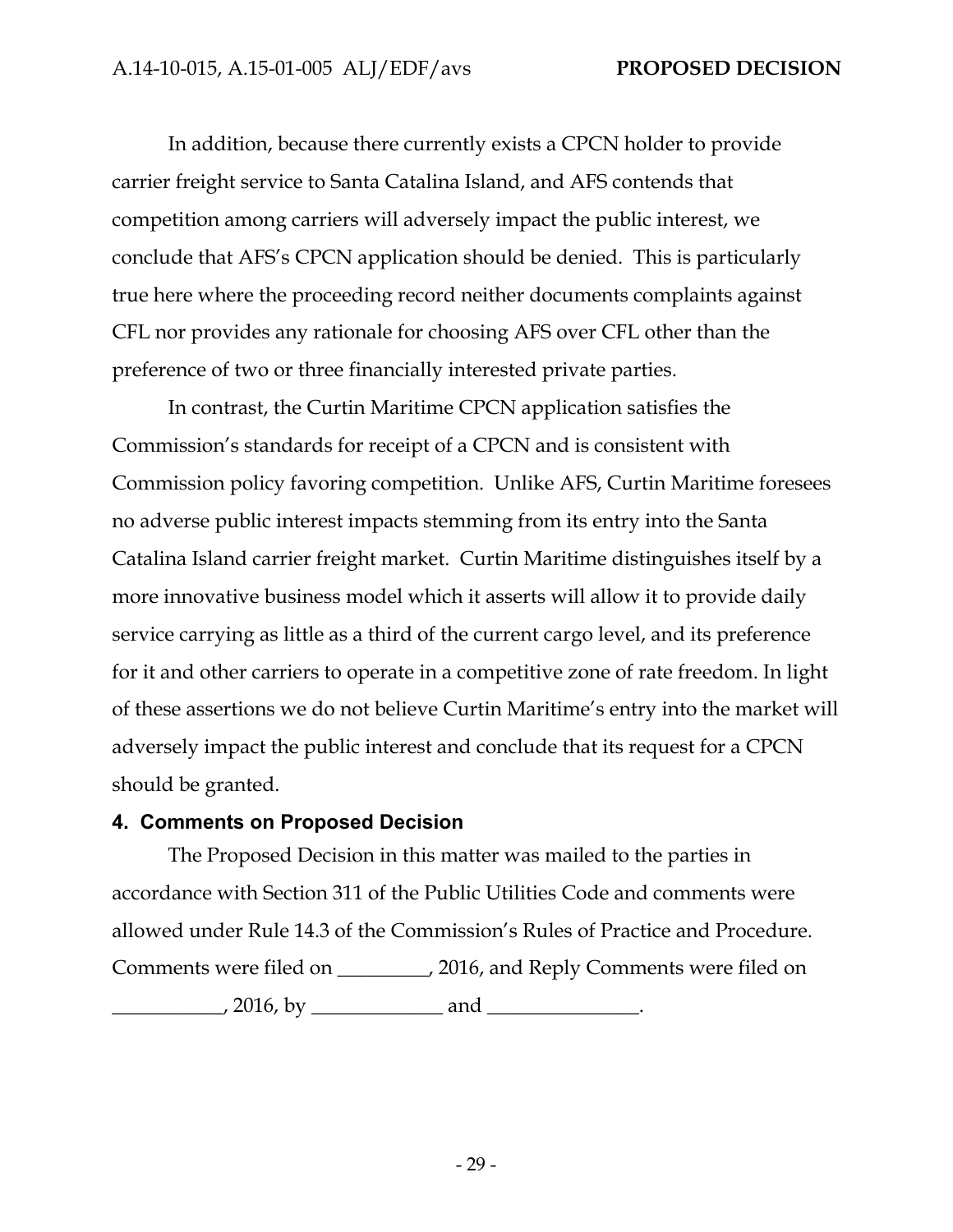In addition, because there currently exists a CPCN holder to provide carrier freight service to Santa Catalina Island, and AFS contends that competition among carriers will adversely impact the public interest, we conclude that AFS's CPCN application should be denied. This is particularly true here where the proceeding record neither documents complaints against CFL nor provides any rationale for choosing AFS over CFL other than the preference of two or three financially interested private parties.

In contrast, the Curtin Maritime CPCN application satisfies the Commission's standards for receipt of a CPCN and is consistent with Commission policy favoring competition. Unlike AFS, Curtin Maritime foresees no adverse public interest impacts stemming from its entry into the Santa Catalina Island carrier freight market. Curtin Maritime distinguishes itself by a more innovative business model which it asserts will allow it to provide daily service carrying as little as a third of the current cargo level, and its preference for it and other carriers to operate in a competitive zone of rate freedom. In light of these assertions we do not believe Curtin Maritime's entry into the market will adversely impact the public interest and conclude that its request for a CPCN should be granted.

## 4. Comments on Proposed Decision

The Proposed Decision in this matter was mailed to the parties in accordance with Section 311 of the Public Utilities Code and comments were allowed under Rule 14.3 of the Commission's Rules of Practice and Procedure. Comments were filed on _________, 2016, and Reply Comments were filed on ___________, 2016, by _____________ and _______________.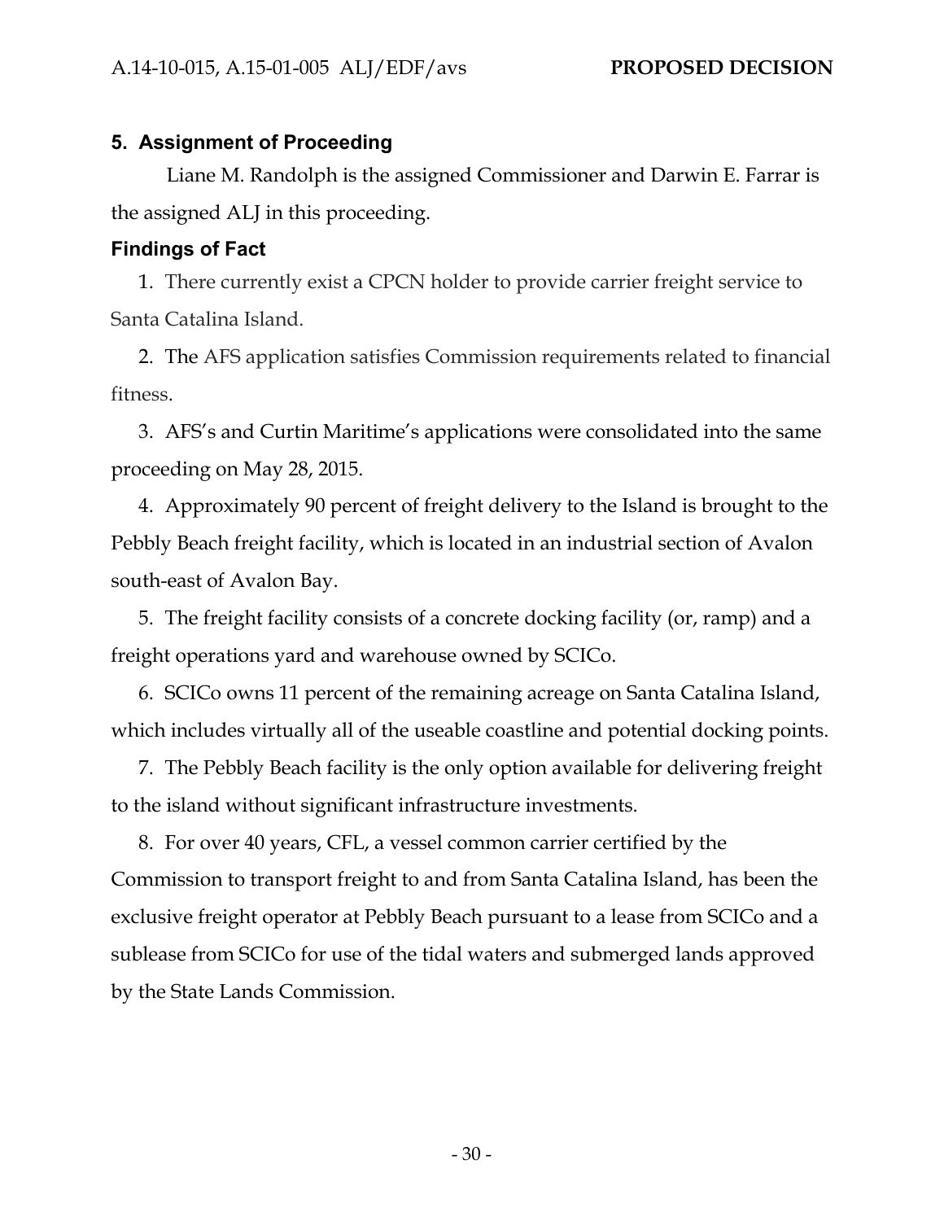## 5. Assignment of Proceeding

Liane M. Randolph is the assigned Commissioner and Darwin E. Farrar is the assigned ALJ in this proceeding.

### Findings of Fact

1. There currently exist a CPCN holder to provide carrier freight service to Santa Catalina Island.

2. The AFS application satisfies Commission requirements related to financial fitness.

3. AFS's and Curtin Maritime's applications were consolidated into the same proceeding on May 28, 2015.

4. Approximately 90 percent of freight delivery to the Island is brought to the Pebbly Beach freight facility, which is located in an industrial section of Avalon south-east of Avalon Bay.

5. The freight facility consists of a concrete docking facility (or, ramp) and a freight operations yard and warehouse owned by SCICo.

6. SCICo owns 11 percent of the remaining acreage on Santa Catalina Island, which includes virtually all of the useable coastline and potential docking points.

7. The Pebbly Beach facility is the only option available for delivering freight to the island without significant infrastructure investments.

8. For over 40 years, CFL, a vessel common carrier certified by the Commission to transport freight to and from Santa Catalina Island, has been the exclusive freight operator at Pebbly Beach pursuant to a lease from SCICo and a sublease from SCICo for use of the tidal waters and submerged lands approved by the State Lands Commission.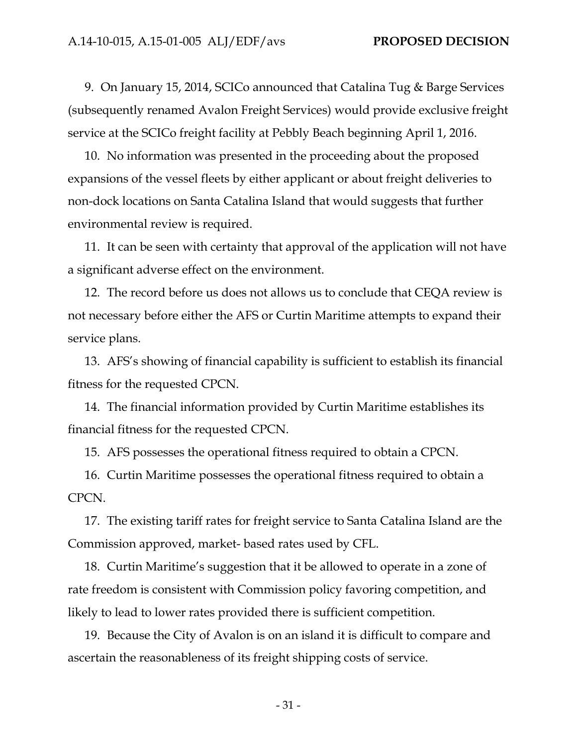9. On January 15, 2014, SCICo announced that Catalina Tug & Barge Services (subsequently renamed Avalon Freight Services) would provide exclusive freight service at the SCICo freight facility at Pebbly Beach beginning April 1, 2016.

10. No information was presented in the proceeding about the proposed expansions of the vessel fleets by either applicant or about freight deliveries to non-dock locations on Santa Catalina Island that would suggests that further environmental review is required.

11. It can be seen with certainty that approval of the application will not have a significant adverse effect on the environment.

12. The record before us does not allows us to conclude that CEQA review is not necessary before either the AFS or Curtin Maritime attempts to expand their service plans.

13. AFS's showing of financial capability is sufficient to establish its financial fitness for the requested CPCN.

14. The financial information provided by Curtin Maritime establishes its financial fitness for the requested CPCN.

15. AFS possesses the operational fitness required to obtain a CPCN.

16. Curtin Maritime possesses the operational fitness required to obtain a CPCN.

17. The existing tariff rates for freight service to Santa Catalina Island are the Commission approved, market- based rates used by CFL.

18. Curtin Maritime's suggestion that it be allowed to operate in a zone of rate freedom is consistent with Commission policy favoring competition, and likely to lead to lower rates provided there is sufficient competition.

19. Because the City of Avalon is on an island it is difficult to compare and ascertain the reasonableness of its freight shipping costs of service.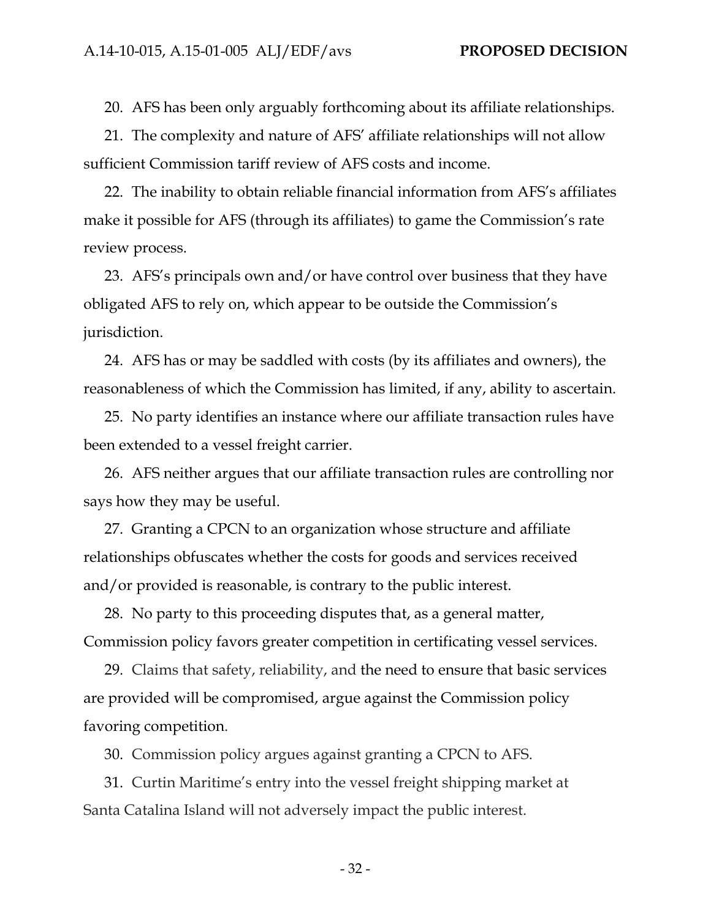20. AFS has been only arguably forthcoming about its affiliate relationships.

21. The complexity and nature of AFS' affiliate relationships will not allow sufficient Commission tariff review of AFS costs and income.

22. The inability to obtain reliable financial information from AFS's affiliates make it possible for AFS (through its affiliates) to game the Commission's rate review process.

23. AFS's principals own and/or have control over business that they have obligated AFS to rely on, which appear to be outside the Commission's jurisdiction.

24. AFS has or may be saddled with costs (by its affiliates and owners), the reasonableness of which the Commission has limited, if any, ability to ascertain.

25. No party identifies an instance where our affiliate transaction rules have been extended to a vessel freight carrier.

26. AFS neither argues that our affiliate transaction rules are controlling nor says how they may be useful.

27. Granting a CPCN to an organization whose structure and affiliate relationships obfuscates whether the costs for goods and services received and/or provided is reasonable, is contrary to the public interest.

28. No party to this proceeding disputes that, as a general matter, Commission policy favors greater competition in certificating vessel services.

29. Claims that safety, reliability, and the need to ensure that basic services are provided will be compromised, argue against the Commission policy favoring competition.

30. Commission policy argues against granting a CPCN to AFS.

31. Curtin Maritime's entry into the vessel freight shipping market at Santa Catalina Island will not adversely impact the public interest.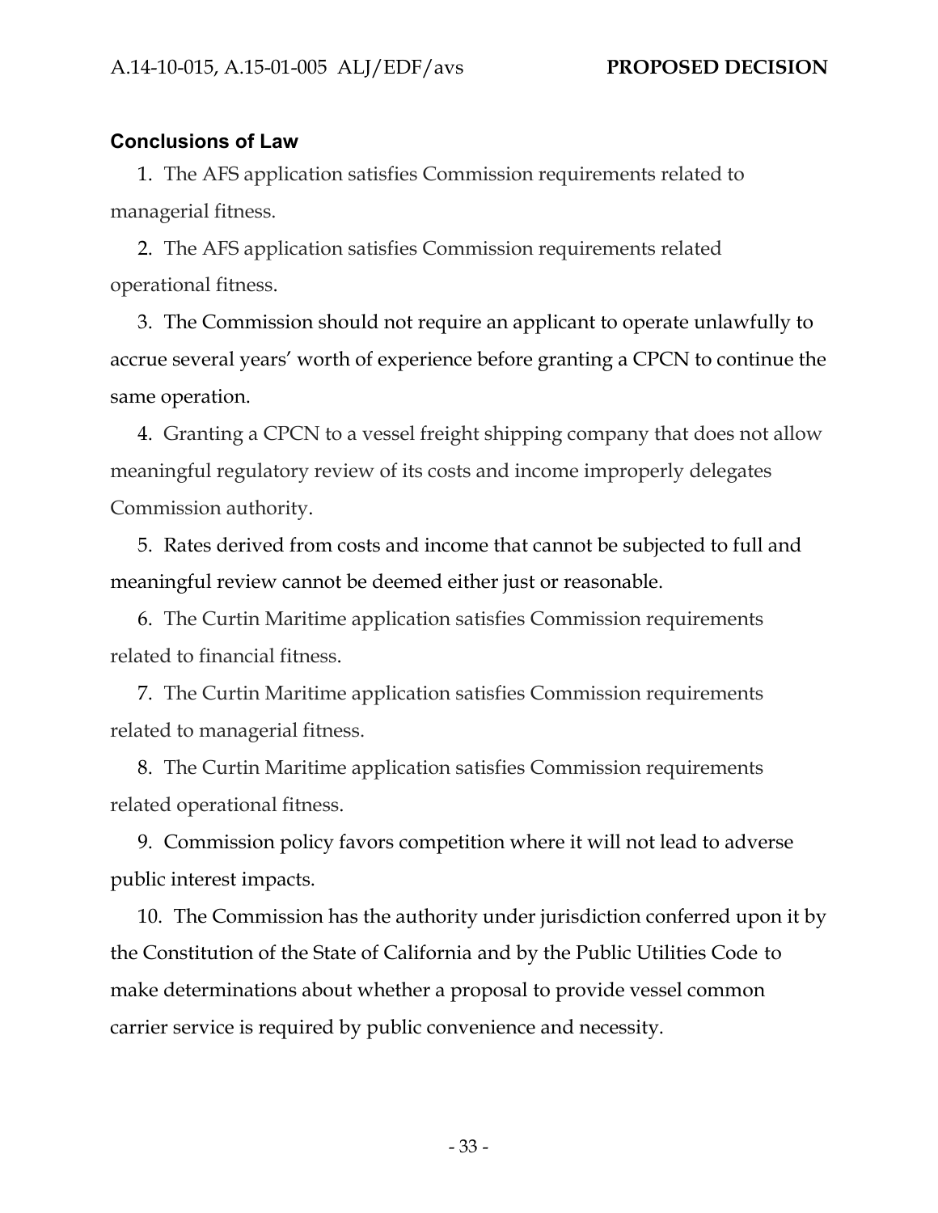## Conclusions of Law

1. The AFS application satisfies Commission requirements related to managerial fitness.

2. The AFS application satisfies Commission requirements related operational fitness.

3. The Commission should not require an applicant to operate unlawfully to accrue several years' worth of experience before granting a CPCN to continue the same operation.

4. Granting a CPCN to a vessel freight shipping company that does not allow meaningful regulatory review of its costs and income improperly delegates Commission authority.

5. Rates derived from costs and income that cannot be subjected to full and meaningful review cannot be deemed either just or reasonable.

6. The Curtin Maritime application satisfies Commission requirements related to financial fitness.

7. The Curtin Maritime application satisfies Commission requirements related to managerial fitness.

8. The Curtin Maritime application satisfies Commission requirements related operational fitness.

9. Commission policy favors competition where it will not lead to adverse public interest impacts.

10. The Commission has the authority under jurisdiction conferred upon it by the Constitution of the State of California and by the Public Utilities Code to make determinations about whether a proposal to provide vessel common carrier service is required by public convenience and necessity.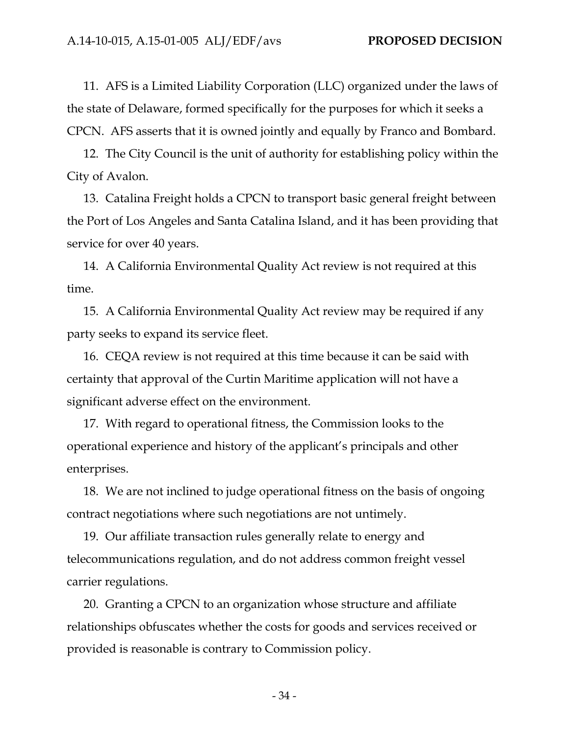11. AFS is a Limited Liability Corporation (LLC) organized under the laws of the state of Delaware, formed specifically for the purposes for which it seeks a CPCN. AFS asserts that it is owned jointly and equally by Franco and Bombard.

12. The City Council is the unit of authority for establishing policy within the City of Avalon.

13. Catalina Freight holds a CPCN to transport basic general freight between the Port of Los Angeles and Santa Catalina Island, and it has been providing that service for over 40 years.

14. A California Environmental Quality Act review is not required at this time.

15. A California Environmental Quality Act review may be required if any party seeks to expand its service fleet.

16. CEQA review is not required at this time because it can be said with certainty that approval of the Curtin Maritime application will not have a significant adverse effect on the environment.

17. With regard to operational fitness, the Commission looks to the operational experience and history of the applicant's principals and other enterprises.

18. We are not inclined to judge operational fitness on the basis of ongoing contract negotiations where such negotiations are not untimely.

19. Our affiliate transaction rules generally relate to energy and telecommunications regulation, and do not address common freight vessel carrier regulations.

20. Granting a CPCN to an organization whose structure and affiliate relationships obfuscates whether the costs for goods and services received or provided is reasonable is contrary to Commission policy.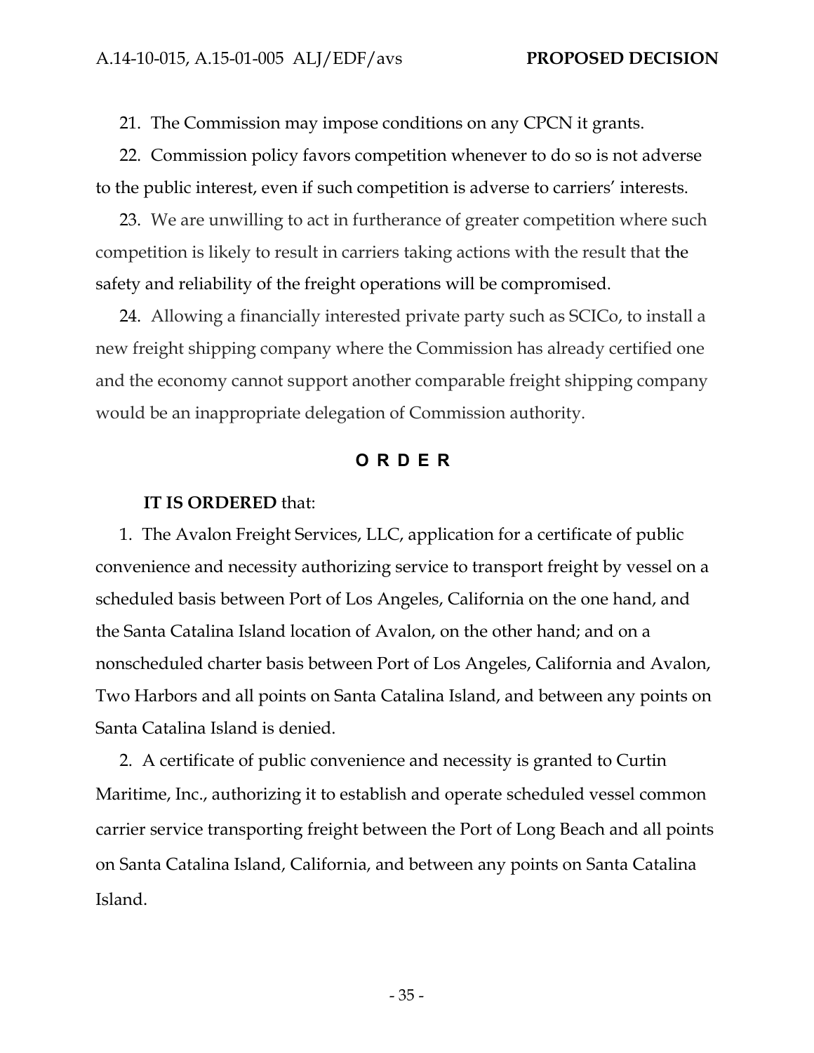21. The Commission may impose conditions on any CPCN it grants.

22. Commission policy favors competition whenever to do so is not adverse to the public interest, even if such competition is adverse to carriers' interests.

23. We are unwilling to act in furtherance of greater competition where such competition is likely to result in carriers taking actions with the result that the safety and reliability of the freight operations will be compromised.

24. Allowing a financially interested private party such as SCICo, to install a new freight shipping company where the Commission has already certified one and the economy cannot support another comparable freight shipping company would be an inappropriate delegation of Commission authority.

## O R D E R

**IT IS ORDERED** that:

1. The Avalon Freight Services, LLC, application for a certificate of public convenience and necessity authorizing service to transport freight by vessel on a scheduled basis between Port of Los Angeles, California on the one hand, and the Santa Catalina Island location of Avalon, on the other hand; and on a nonscheduled charter basis between Port of Los Angeles, California and Avalon, Two Harbors and all points on Santa Catalina Island, and between any points on Santa Catalina Island is denied.

2. A certificate of public convenience and necessity is granted to Curtin Maritime, Inc., authorizing it to establish and operate scheduled vessel common carrier service transporting freight between the Port of Long Beach and all points on Santa Catalina Island, California, and between any points on Santa Catalina Island.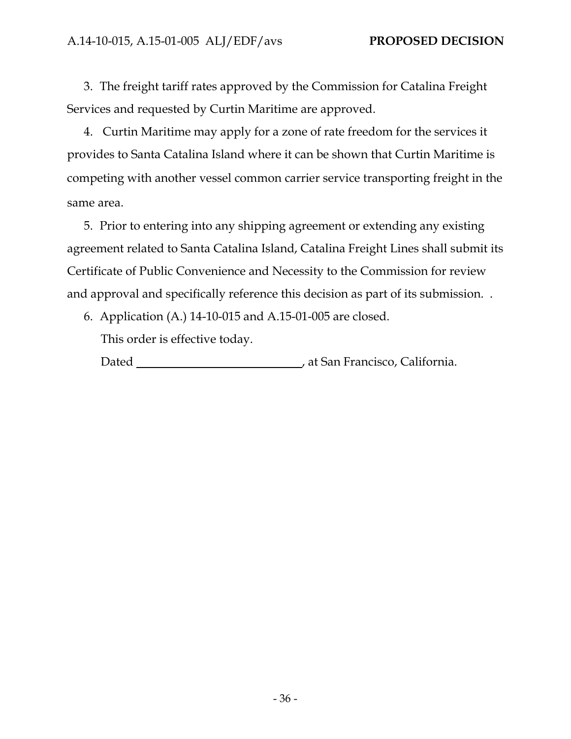3. The freight tariff rates approved by the Commission for Catalina Freight Services and requested by Curtin Maritime are approved.

4. Curtin Maritime may apply for a zone of rate freedom for the services it provides to Santa Catalina Island where it can be shown that Curtin Maritime is competing with another vessel common carrier service transporting freight in the same area.

5. Prior to entering into any shipping agreement or extending any existing agreement related to Santa Catalina Island, Catalina Freight Lines shall submit its Certificate of Public Convenience and Necessity to the Commission for review and approval and specifically reference this decision as part of its submission. .

6. Application (A.) 14-10-015 and A.15-01-005 are closed.

This order is effective today.

Dated ____________________________, at San Francisco, California.